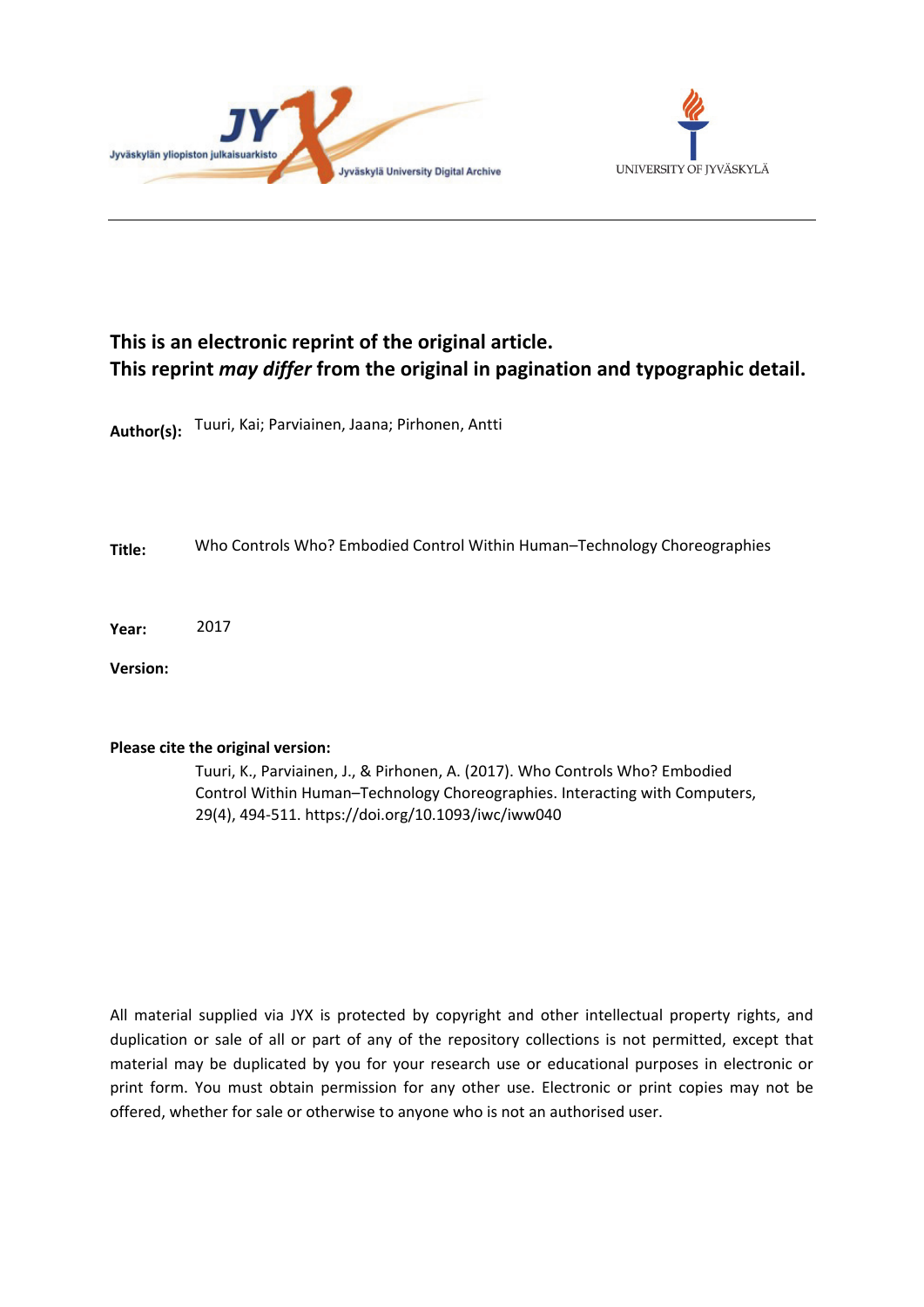**This is an electronic reprint of the original article.**
**This reprint *may differ* from the original in pagination and typographic detail.**

**Author(s):** Tuuri, Kai; Parviainen, Jaana; Pirhonen, Antti

**Title:** Who Controls Who? Embodied Control Within Human–Technology Choreographies

**Year:** 2017

**Version:**

**Please cite the original version:**

Tuuri, K., Parviainen, J., & Pirhonen, A. (2017). Who Controls Who? Embodied Control Within Human–Technology Choreographies. Interacting with Computers, 29(4), 494-511. https://doi.org/10.1093/iwc/iww040

All material supplied via JYX is protected by copyright and other intellectual property rights, and duplication or sale of all or part of any of the repository collections is not permitted, except that material may be duplicated by you for your research use or educational purposes in electronic or print form. You must obtain permission for any other use. Electronic or print copies may not be offered, whether for sale or otherwise to anyone who is not an authorised user.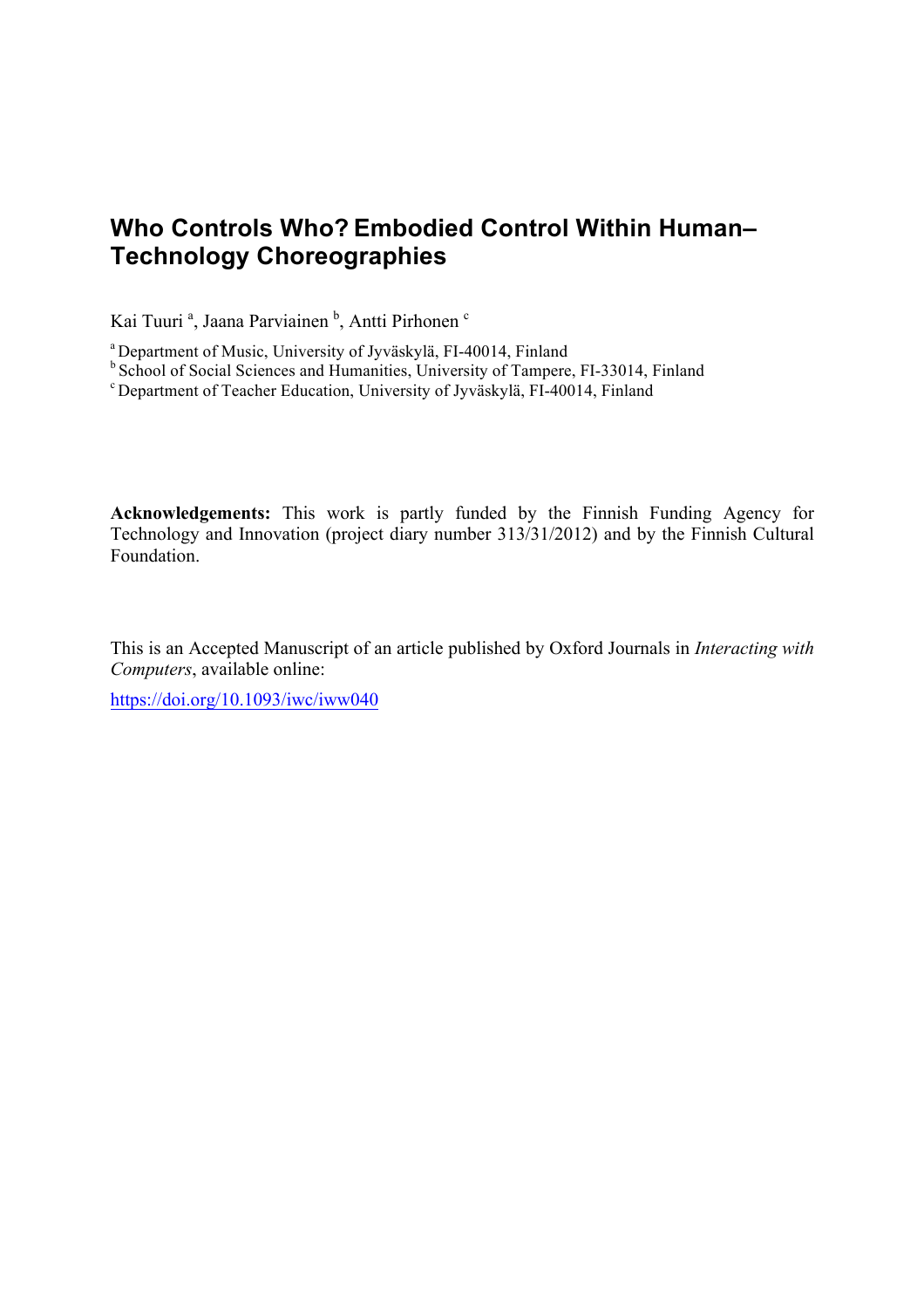# Who Controls Who? Embodied Control Within Human–Technology Choreographies

Kai Tuuri [a], Jaana Parviainen [b], Antti Pirhonen [c]

[a] Department of Music, University of Jyväskylä, FI-40014, Finland
[b] School of Social Sciences and Humanities, University of Tampere, FI-33014, Finland
[c] Department of Teacher Education, University of Jyväskylä, FI-40014, Finland

**Acknowledgements:** This work is partly funded by the Finnish Funding Agency for Technology and Innovation (project diary number 313/31/2012) and by the Finnish Cultural Foundation.

This is an Accepted Manuscript of an article published by Oxford Journals in *Interacting with Computers*, available online:

https://doi.org/10.1093/iwc/iww040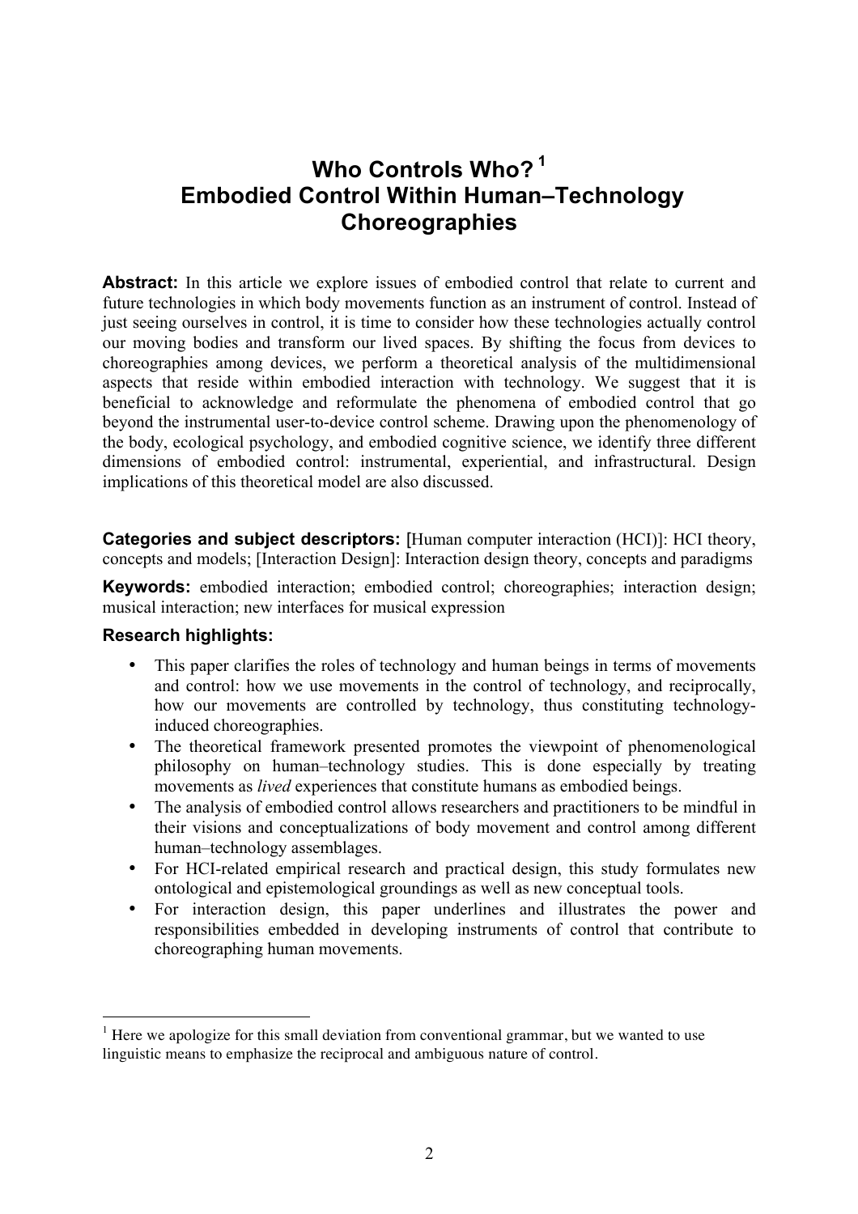# Who Controls Who? [1]
# Embodied Control Within Human–Technology Choreographies

**Abstract:** In this article we explore issues of embodied control that relate to current and future technologies in which body movements function as an instrument of control. Instead of just seeing ourselves in control, it is time to consider how these technologies actually control our moving bodies and transform our lived spaces. By shifting the focus from devices to choreographies among devices, we perform a theoretical analysis of the multidimensional aspects that reside within embodied interaction with technology. We suggest that it is beneficial to acknowledge and reformulate the phenomena of embodied control that go beyond the instrumental user-to-device control scheme. Drawing upon the phenomenology of the body, ecological psychology, and embodied cognitive science, we identify three different dimensions of embodied control: instrumental, experiential, and infrastructural. Design implications of this theoretical model are also discussed.

**Categories and subject descriptors:** [Human computer interaction (HCI)]: HCI theory, concepts and models; [Interaction Design]: Interaction design theory, concepts and paradigms

**Keywords:** embodied interaction; embodied control; choreographies; interaction design; musical interaction; new interfaces for musical expression

### Research highlights:

- This paper clarifies the roles of technology and human beings in terms of movements and control: how we use movements in the control of technology, and reciprocally, how our movements are controlled by technology, thus constituting technology-induced choreographies.
- The theoretical framework presented promotes the viewpoint of phenomenological philosophy on human–technology studies. This is done especially by treating movements as *lived* experiences that constitute humans as embodied beings.
- The analysis of embodied control allows researchers and practitioners to be mindful in their visions and conceptualizations of body movement and control among different human–technology assemblages.
- For HCI-related empirical research and practical design, this study formulates new ontological and epistemological groundings as well as new conceptual tools.
- For interaction design, this paper underlines and illustrates the power and responsibilities embedded in developing instruments of control that contribute to choreographing human movements.

[1] Here we apologize for this small deviation from conventional grammar, but we wanted to use linguistic means to emphasize the reciprocal and ambiguous nature of control.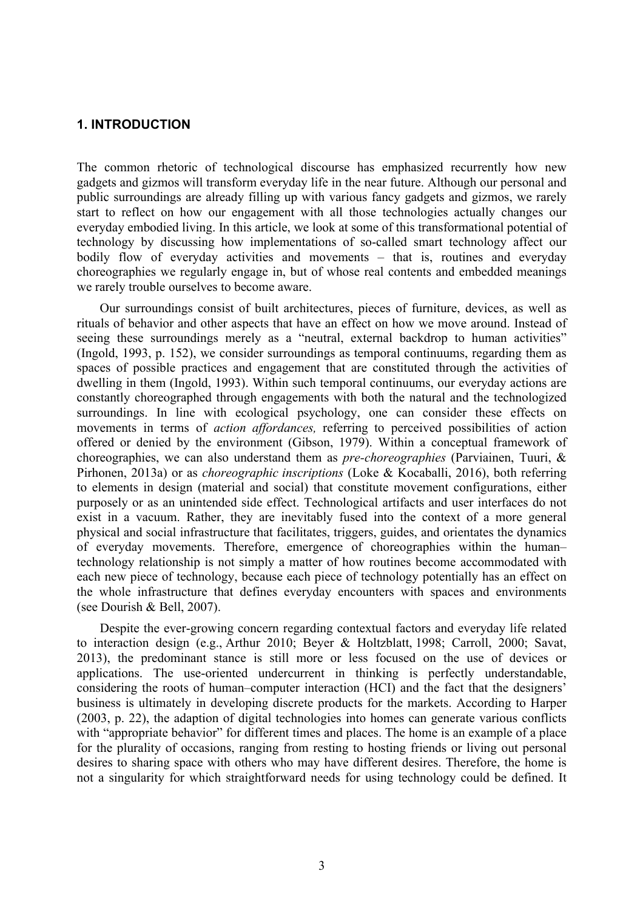## 1. INTRODUCTION

The common rhetoric of technological discourse has emphasized recurrently how new gadgets and gizmos will transform everyday life in the near future. Although our personal and public surroundings are already filling up with various fancy gadgets and gizmos, we rarely start to reflect on how our engagement with all those technologies actually changes our everyday embodied living. In this article, we look at some of this transformational potential of technology by discussing how implementations of so-called smart technology affect our bodily flow of everyday activities and movements – that is, routines and everyday choreographies we regularly engage in, but of whose real contents and embedded meanings we rarely trouble ourselves to become aware.

Our surroundings consist of built architectures, pieces of furniture, devices, as well as rituals of behavior and other aspects that have an effect on how we move around. Instead of seeing these surroundings merely as a "neutral, external backdrop to human activities" (Ingold, 1993, p. 152), we consider surroundings as temporal continuums, regarding them as spaces of possible practices and engagement that are constituted through the activities of dwelling in them (Ingold, 1993). Within such temporal continuums, our everyday actions are constantly choreographed through engagements with both the natural and the technologized surroundings. In line with ecological psychology, one can consider these effects on movements in terms of *action affordances,* referring to perceived possibilities of action offered or denied by the environment (Gibson, 1979). Within a conceptual framework of choreographies, we can also understand them as *pre-choreographies* (Parviainen, Tuuri, & Pirhonen, 2013a) or as *choreographic inscriptions* (Loke & Kocaballi, 2016), both referring to elements in design (material and social) that constitute movement configurations, either purposely or as an unintended side effect. Technological artifacts and user interfaces do not exist in a vacuum. Rather, they are inevitably fused into the context of a more general physical and social infrastructure that facilitates, triggers, guides, and orientates the dynamics of everyday movements. Therefore, emergence of choreographies within the human–technology relationship is not simply a matter of how routines become accommodated with each new piece of technology, because each piece of technology potentially has an effect on the whole infrastructure that defines everyday encounters with spaces and environments (see Dourish & Bell, 2007).

Despite the ever-growing concern regarding contextual factors and everyday life related to interaction design (e.g., Arthur 2010; Beyer & Holtzblatt, 1998; Carroll, 2000; Savat, 2013), the predominant stance is still more or less focused on the use of devices or applications. The use-oriented undercurrent in thinking is perfectly understandable, considering the roots of human–computer interaction (HCI) and the fact that the designers' business is ultimately in developing discrete products for the markets. According to Harper (2003, p. 22), the adaption of digital technologies into homes can generate various conflicts with "appropriate behavior" for different times and places. The home is an example of a place for the plurality of occasions, ranging from resting to hosting friends or living out personal desires to sharing space with others who may have different desires. Therefore, the home is not a singularity for which straightforward needs for using technology could be defined. It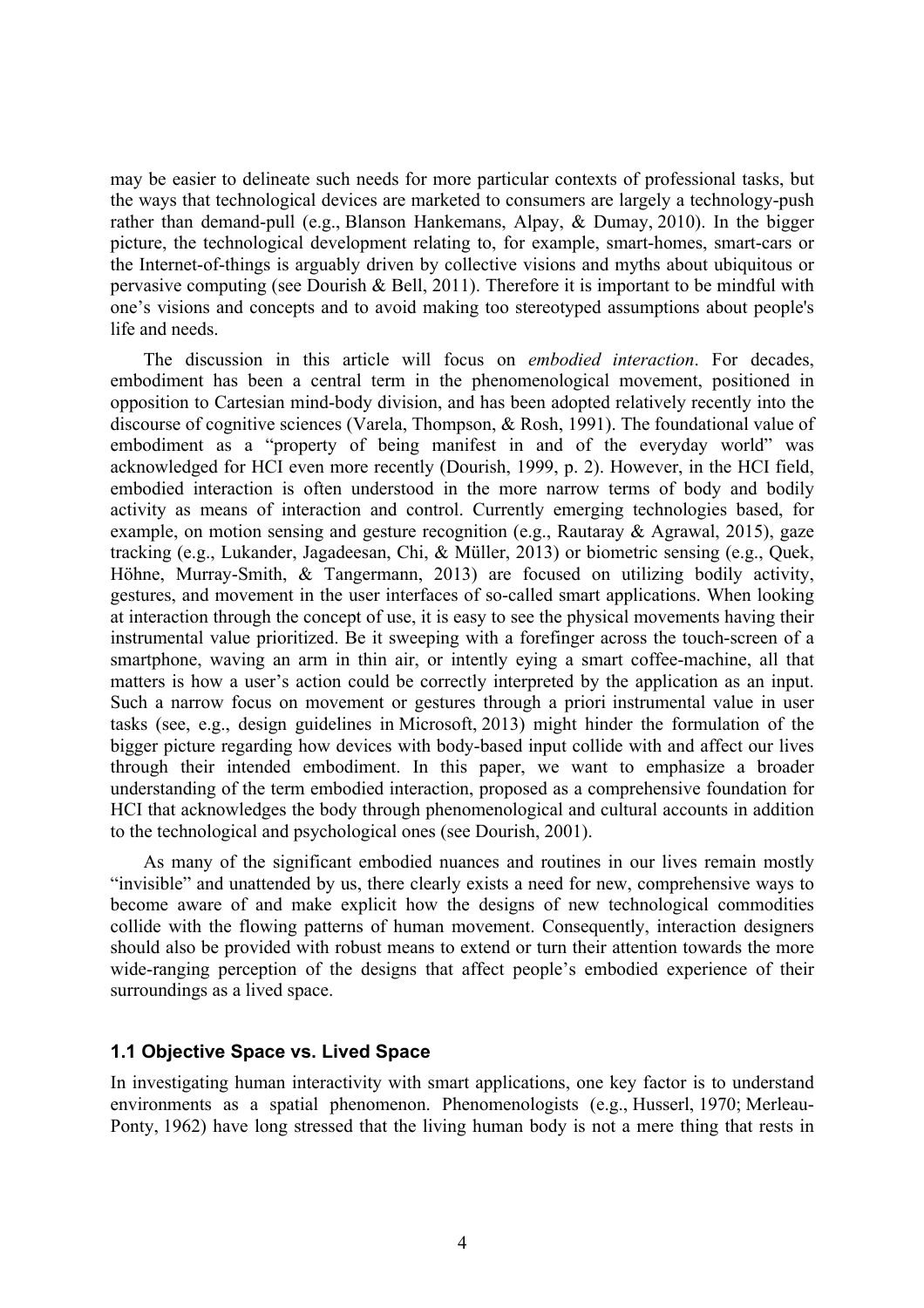may be easier to delineate such needs for more particular contexts of professional tasks, but the ways that technological devices are marketed to consumers are largely a technology-push rather than demand-pull (e.g., Blanson Hankemans, Alpay, & Dumay, 2010). In the bigger picture, the technological development relating to, for example, smart-homes, smart-cars or the Internet-of-things is arguably driven by collective visions and myths about ubiquitous or pervasive computing (see Dourish & Bell, 2011). Therefore it is important to be mindful with one's visions and concepts and to avoid making too stereotyped assumptions about people's life and needs.

The discussion in this article will focus on *embodied interaction*. For decades, embodiment has been a central term in the phenomenological movement, positioned in opposition to Cartesian mind-body division, and has been adopted relatively recently into the discourse of cognitive sciences (Varela, Thompson, & Rosh, 1991). The foundational value of embodiment as a "property of being manifest in and of the everyday world" was acknowledged for HCI even more recently (Dourish, 1999, p. 2). However, in the HCI field, embodied interaction is often understood in the more narrow terms of body and bodily activity as means of interaction and control. Currently emerging technologies based, for example, on motion sensing and gesture recognition (e.g., Rautaray & Agrawal, 2015), gaze tracking (e.g., Lukander, Jagadeesan, Chi, & Müller, 2013) or biometric sensing (e.g., Quek, Höhne, Murray-Smith, & Tangermann, 2013) are focused on utilizing bodily activity, gestures, and movement in the user interfaces of so-called smart applications. When looking at interaction through the concept of use, it is easy to see the physical movements having their instrumental value prioritized. Be it sweeping with a forefinger across the touch-screen of a smartphone, waving an arm in thin air, or intently eying a smart coffee-machine, all that matters is how a user's action could be correctly interpreted by the application as an input. Such a narrow focus on movement or gestures through a priori instrumental value in user tasks (see, e.g., design guidelines in Microsoft, 2013) might hinder the formulation of the bigger picture regarding how devices with body-based input collide with and affect our lives through their intended embodiment. In this paper, we want to emphasize a broader understanding of the term embodied interaction, proposed as a comprehensive foundation for HCI that acknowledges the body through phenomenological and cultural accounts in addition to the technological and psychological ones (see Dourish, 2001).

As many of the significant embodied nuances and routines in our lives remain mostly "invisible" and unattended by us, there clearly exists a need for new, comprehensive ways to become aware of and make explicit how the designs of new technological commodities collide with the flowing patterns of human movement. Consequently, interaction designers should also be provided with robust means to extend or turn their attention towards the more wide-ranging perception of the designs that affect people's embodied experience of their surroundings as a lived space.

### 1.1 Objective Space vs. Lived Space

In investigating human interactivity with smart applications, one key factor is to understand environments as a spatial phenomenon. Phenomenologists (e.g., Husserl, 1970; Merleau-Ponty, 1962) have long stressed that the living human body is not a mere thing that rests in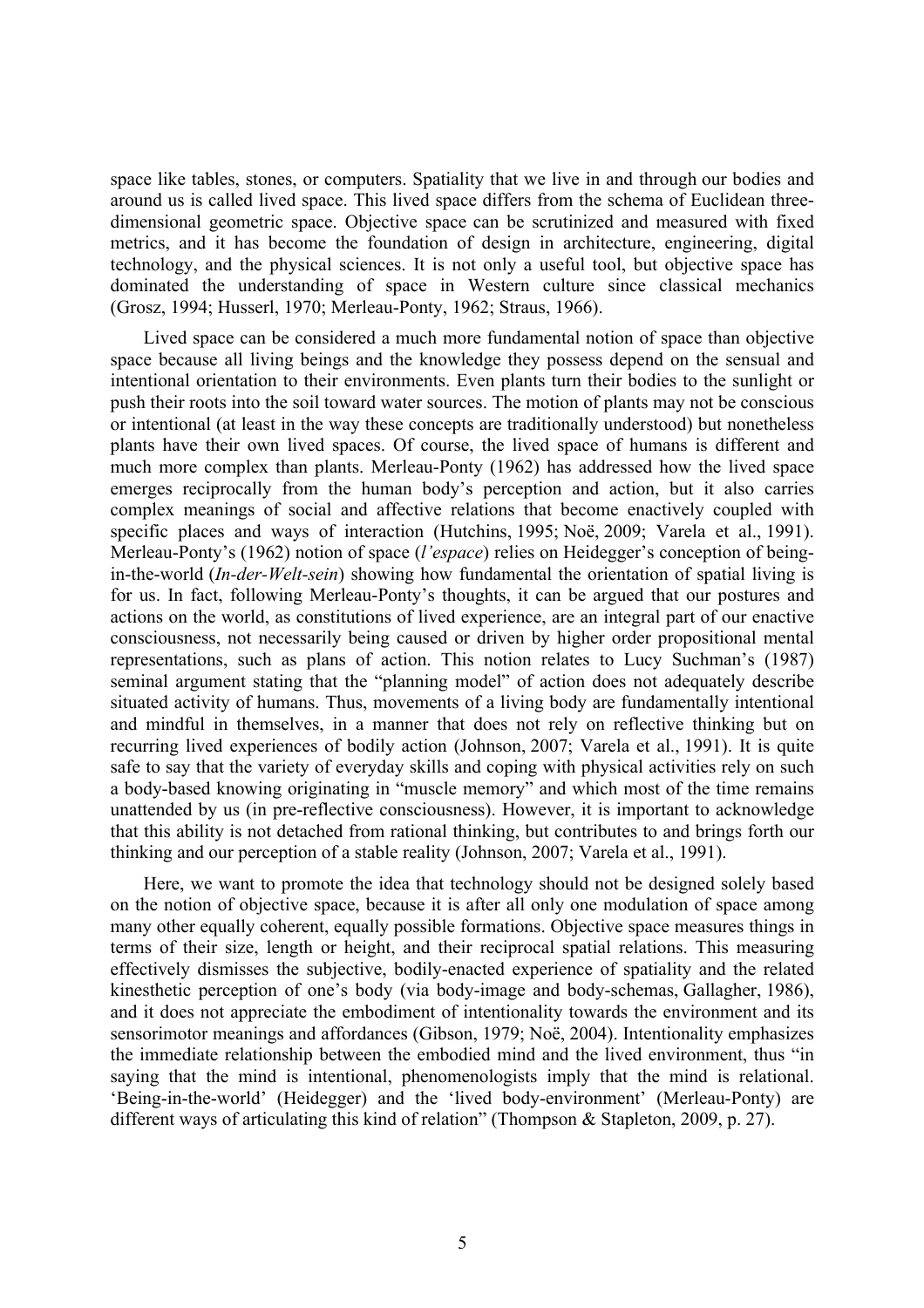space like tables, stones, or computers. Spatiality that we live in and through our bodies and around us is called lived space. This lived space differs from the schema of Euclidean three-dimensional geometric space. Objective space can be scrutinized and measured with fixed metrics, and it has become the foundation of design in architecture, engineering, digital technology, and the physical sciences. It is not only a useful tool, but objective space has dominated the understanding of space in Western culture since classical mechanics (Grosz, 1994; Husserl, 1970; Merleau-Ponty, 1962; Straus, 1966).

Lived space can be considered a much more fundamental notion of space than objective space because all living beings and the knowledge they possess depend on the sensual and intentional orientation to their environments. Even plants turn their bodies to the sunlight or push their roots into the soil toward water sources. The motion of plants may not be conscious or intentional (at least in the way these concepts are traditionally understood) but nonetheless plants have their own lived spaces. Of course, the lived space of humans is different and much more complex than plants. Merleau-Ponty (1962) has addressed how the lived space emerges reciprocally from the human body's perception and action, but it also carries complex meanings of social and affective relations that become enactively coupled with specific places and ways of interaction (Hutchins, 1995; Noë, 2009; Varela et al., 1991). Merleau-Ponty's (1962) notion of space (*l'espace*) relies on Heidegger's conception of being-in-the-world (*In-der-Welt-sein*) showing how fundamental the orientation of spatial living is for us. In fact, following Merleau-Ponty's thoughts, it can be argued that our postures and actions on the world, as constitutions of lived experience, are an integral part of our enactive consciousness, not necessarily being caused or driven by higher order propositional mental representations, such as plans of action. This notion relates to Lucy Suchman's (1987) seminal argument stating that the "planning model" of action does not adequately describe situated activity of humans. Thus, movements of a living body are fundamentally intentional and mindful in themselves, in a manner that does not rely on reflective thinking but on recurring lived experiences of bodily action (Johnson, 2007; Varela et al., 1991). It is quite safe to say that the variety of everyday skills and coping with physical activities rely on such a body-based knowing originating in "muscle memory" and which most of the time remains unattended by us (in pre-reflective consciousness). However, it is important to acknowledge that this ability is not detached from rational thinking, but contributes to and brings forth our thinking and our perception of a stable reality (Johnson, 2007; Varela et al., 1991).

Here, we want to promote the idea that technology should not be designed solely based on the notion of objective space, because it is after all only one modulation of space among many other equally coherent, equally possible formations. Objective space measures things in terms of their size, length or height, and their reciprocal spatial relations. This measuring effectively dismisses the subjective, bodily-enacted experience of spatiality and the related kinesthetic perception of one's body (via body-image and body-schemas, Gallagher, 1986), and it does not appreciate the embodiment of intentionality towards the environment and its sensorimotor meanings and affordances (Gibson, 1979; Noë, 2004). Intentionality emphasizes the immediate relationship between the embodied mind and the lived environment, thus "in saying that the mind is intentional, phenomenologists imply that the mind is relational. 'Being-in-the-world' (Heidegger) and the 'lived body-environment' (Merleau-Ponty) are different ways of articulating this kind of relation" (Thompson & Stapleton, 2009, p. 27).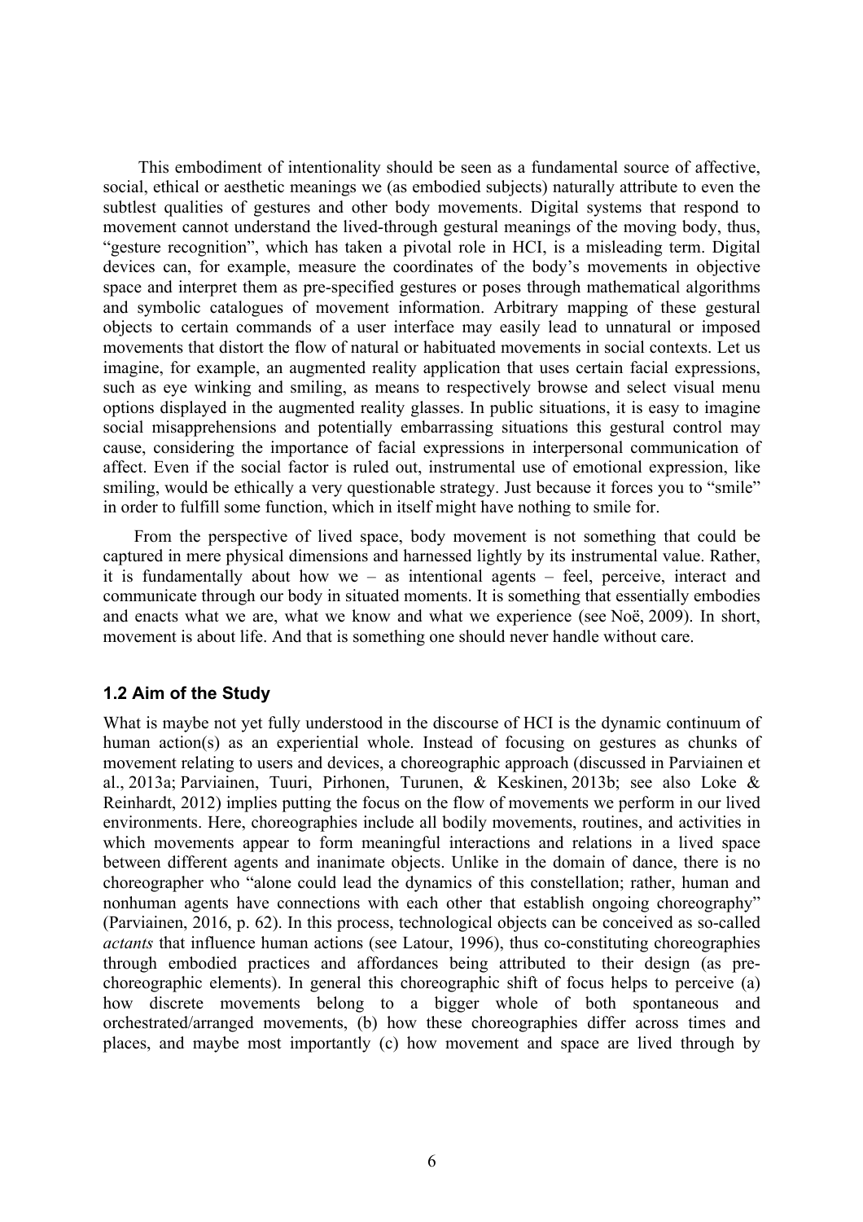This embodiment of intentionality should be seen as a fundamental source of affective, social, ethical or aesthetic meanings we (as embodied subjects) naturally attribute to even the subtlest qualities of gestures and other body movements. Digital systems that respond to movement cannot understand the lived-through gestural meanings of the moving body, thus, "gesture recognition", which has taken a pivotal role in HCI, is a misleading term. Digital devices can, for example, measure the coordinates of the body's movements in objective space and interpret them as pre-specified gestures or poses through mathematical algorithms and symbolic catalogues of movement information. Arbitrary mapping of these gestural objects to certain commands of a user interface may easily lead to unnatural or imposed movements that distort the flow of natural or habituated movements in social contexts. Let us imagine, for example, an augmented reality application that uses certain facial expressions, such as eye winking and smiling, as means to respectively browse and select visual menu options displayed in the augmented reality glasses. In public situations, it is easy to imagine social misapprehensions and potentially embarrassing situations this gestural control may cause, considering the importance of facial expressions in interpersonal communication of affect. Even if the social factor is ruled out, instrumental use of emotional expression, like smiling, would be ethically a very questionable strategy. Just because it forces you to "smile" in order to fulfill some function, which in itself might have nothing to smile for.

From the perspective of lived space, body movement is not something that could be captured in mere physical dimensions and harnessed lightly by its instrumental value. Rather, it is fundamentally about how we – as intentional agents – feel, perceive, interact and communicate through our body in situated moments. It is something that essentially embodies and enacts what we are, what we know and what we experience (see Noë, 2009). In short, movement is about life. And that is something one should never handle without care.

### 1.2 Aim of the Study

What is maybe not yet fully understood in the discourse of HCI is the dynamic continuum of human action(s) as an experiential whole. Instead of focusing on gestures as chunks of movement relating to users and devices, a choreographic approach (discussed in Parviainen et al., 2013a; Parviainen, Tuuri, Pirhonen, Turunen, & Keskinen, 2013b; see also Loke & Reinhardt, 2012) implies putting the focus on the flow of movements we perform in our lived environments. Here, choreographies include all bodily movements, routines, and activities in which movements appear to form meaningful interactions and relations in a lived space between different agents and inanimate objects. Unlike in the domain of dance, there is no choreographer who "alone could lead the dynamics of this constellation; rather, human and nonhuman agents have connections with each other that establish ongoing choreography" (Parviainen, 2016, p. 62). In this process, technological objects can be conceived as so-called *actants* that influence human actions (see Latour, 1996), thus co-constituting choreographies through embodied practices and affordances being attributed to their design (as pre-choreographic elements). In general this choreographic shift of focus helps to perceive (a) how discrete movements belong to a bigger whole of both spontaneous and orchestrated/arranged movements, (b) how these choreographies differ across times and places, and maybe most importantly (c) how movement and space are lived through by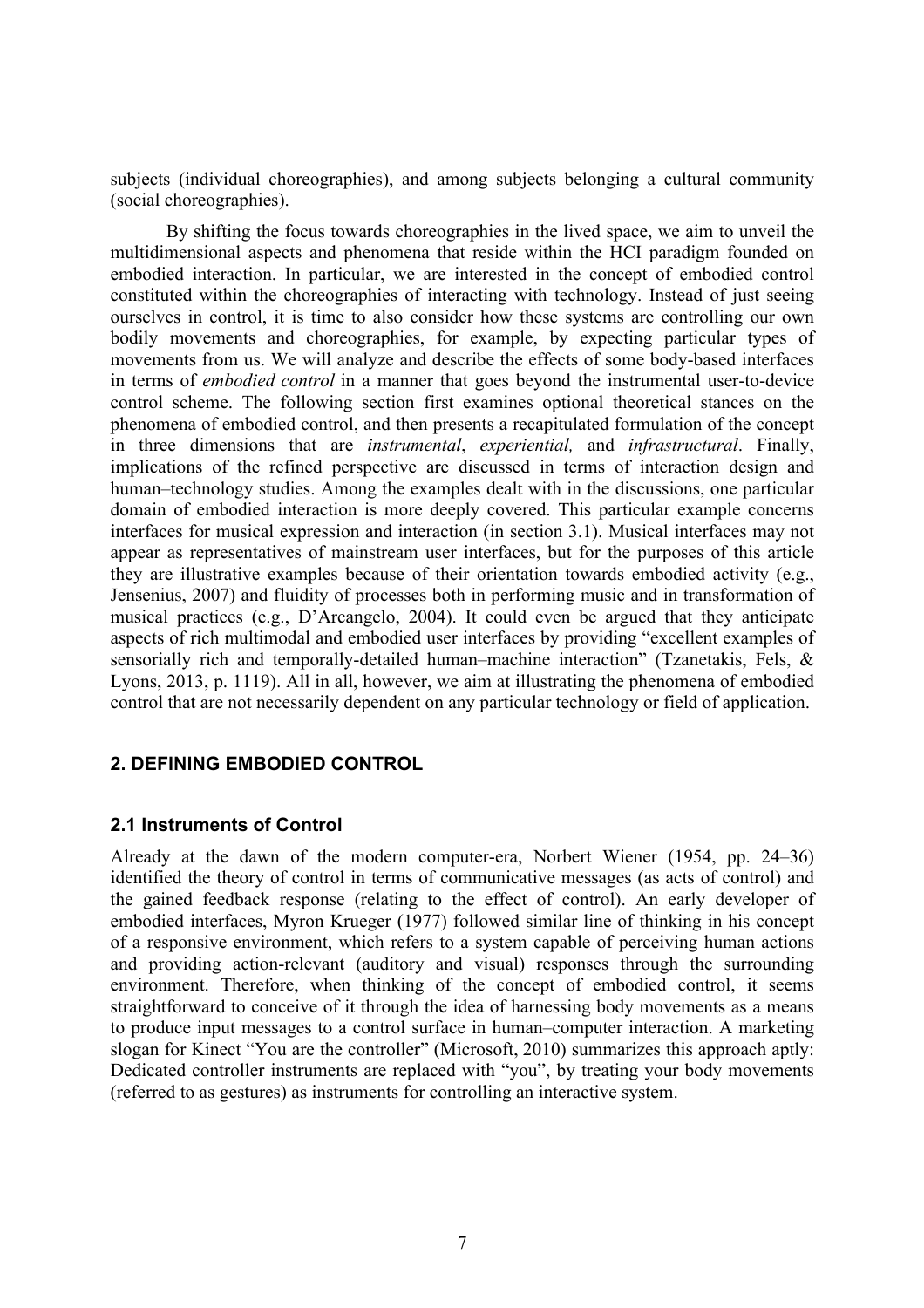subjects (individual choreographies), and among subjects belonging a cultural community (social choreographies).

By shifting the focus towards choreographies in the lived space, we aim to unveil the multidimensional aspects and phenomena that reside within the HCI paradigm founded on embodied interaction. In particular, we are interested in the concept of embodied control constituted within the choreographies of interacting with technology. Instead of just seeing ourselves in control, it is time to also consider how these systems are controlling our own bodily movements and choreographies, for example, by expecting particular types of movements from us. We will analyze and describe the effects of some body-based interfaces in terms of *embodied control* in a manner that goes beyond the instrumental user-to-device control scheme. The following section first examines optional theoretical stances on the phenomena of embodied control, and then presents a recapitulated formulation of the concept in three dimensions that are *instrumental*, *experiential,* and *infrastructural*. Finally, implications of the refined perspective are discussed in terms of interaction design and human–technology studies. Among the examples dealt with in the discussions, one particular domain of embodied interaction is more deeply covered. This particular example concerns interfaces for musical expression and interaction (in section 3.1). Musical interfaces may not appear as representatives of mainstream user interfaces, but for the purposes of this article they are illustrative examples because of their orientation towards embodied activity (e.g., Jensenius, 2007) and fluidity of processes both in performing music and in transformation of musical practices (e.g., D'Arcangelo, 2004). It could even be argued that they anticipate aspects of rich multimodal and embodied user interfaces by providing "excellent examples of sensorially rich and temporally-detailed human–machine interaction" (Tzanetakis, Fels, & Lyons, 2013, p. 1119). All in all, however, we aim at illustrating the phenomena of embodied control that are not necessarily dependent on any particular technology or field of application.

## 2. DEFINING EMBODIED CONTROL

### 2.1 Instruments of Control

Already at the dawn of the modern computer-era, Norbert Wiener (1954, pp. 24–36) identified the theory of control in terms of communicative messages (as acts of control) and the gained feedback response (relating to the effect of control). An early developer of embodied interfaces, Myron Krueger (1977) followed similar line of thinking in his concept of a responsive environment, which refers to a system capable of perceiving human actions and providing action-relevant (auditory and visual) responses through the surrounding environment. Therefore, when thinking of the concept of embodied control, it seems straightforward to conceive of it through the idea of harnessing body movements as a means to produce input messages to a control surface in human–computer interaction. A marketing slogan for Kinect "You are the controller" (Microsoft, 2010) summarizes this approach aptly: Dedicated controller instruments are replaced with "you", by treating your body movements (referred to as gestures) as instruments for controlling an interactive system.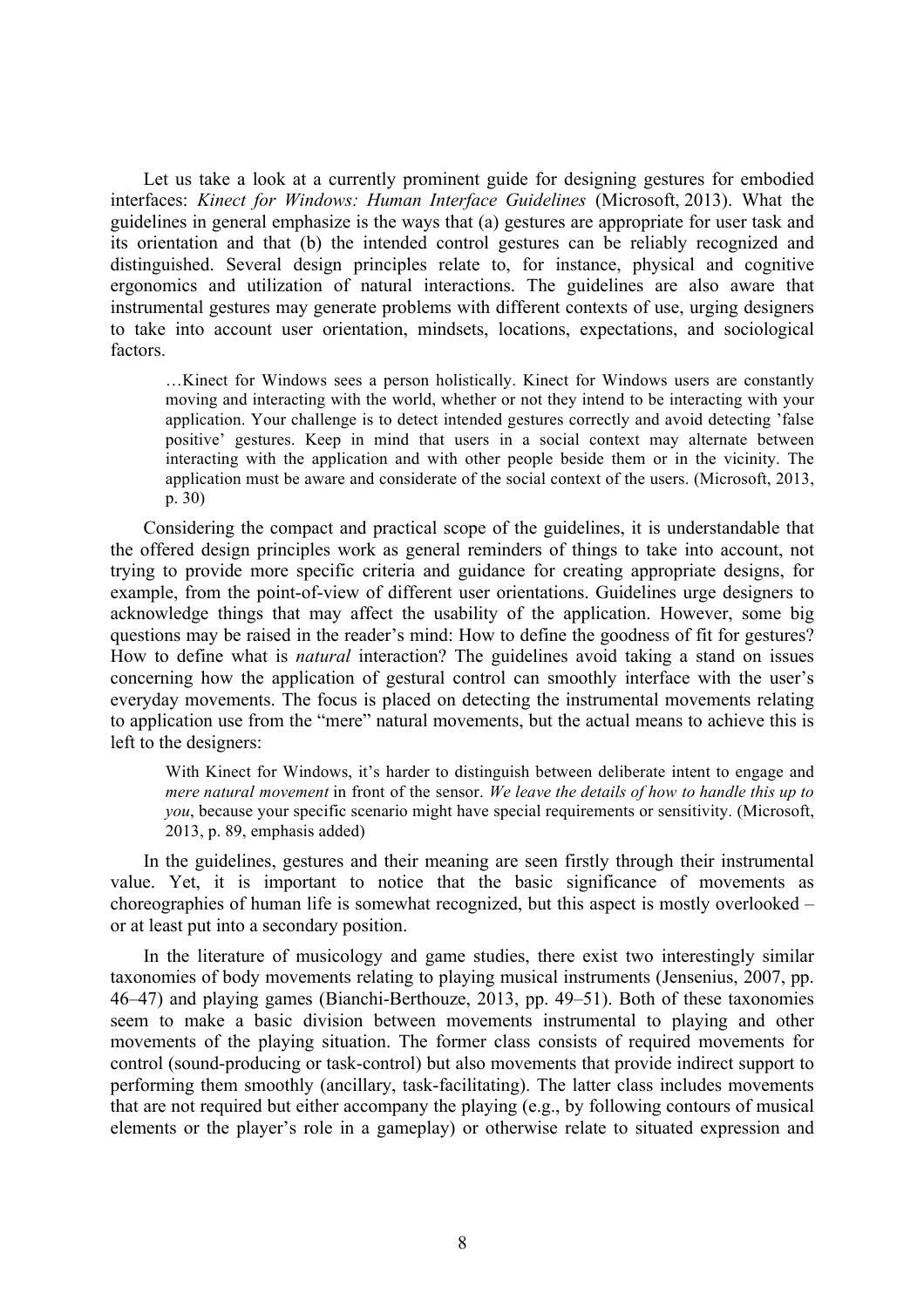Let us take a look at a currently prominent guide for designing gestures for embodied interfaces: *Kinect for Windows: Human Interface Guidelines* (Microsoft, 2013). What the guidelines in general emphasize is the ways that (a) gestures are appropriate for user task and its orientation and that (b) the intended control gestures can be reliably recognized and distinguished. Several design principles relate to, for instance, physical and cognitive ergonomics and utilization of natural interactions. The guidelines are also aware that instrumental gestures may generate problems with different contexts of use, urging designers to take into account user orientation, mindsets, locations, expectations, and sociological factors.

> …Kinect for Windows sees a person holistically. Kinect for Windows users are constantly moving and interacting with the world, whether or not they intend to be interacting with your application. Your challenge is to detect intended gestures correctly and avoid detecting 'false positive' gestures. Keep in mind that users in a social context may alternate between interacting with the application and with other people beside them or in the vicinity. The application must be aware and considerate of the social context of the users. (Microsoft, 2013, p. 30)

Considering the compact and practical scope of the guidelines, it is understandable that the offered design principles work as general reminders of things to take into account, not trying to provide more specific criteria and guidance for creating appropriate designs, for example, from the point-of-view of different user orientations. Guidelines urge designers to acknowledge things that may affect the usability of the application. However, some big questions may be raised in the reader's mind: How to define the goodness of fit for gestures? How to define what is *natural* interaction? The guidelines avoid taking a stand on issues concerning how the application of gestural control can smoothly interface with the user's everyday movements. The focus is placed on detecting the instrumental movements relating to application use from the "mere" natural movements, but the actual means to achieve this is left to the designers:

> With Kinect for Windows, it's harder to distinguish between deliberate intent to engage and *mere natural movement* in front of the sensor. *We leave the details of how to handle this up to you*, because your specific scenario might have special requirements or sensitivity. (Microsoft, 2013, p. 89, emphasis added)

In the guidelines, gestures and their meaning are seen firstly through their instrumental value. Yet, it is important to notice that the basic significance of movements as choreographies of human life is somewhat recognized, but this aspect is mostly overlooked – or at least put into a secondary position.

In the literature of musicology and game studies, there exist two interestingly similar taxonomies of body movements relating to playing musical instruments (Jensenius, 2007, pp. 46–47) and playing games (Bianchi-Berthouze, 2013, pp. 49–51). Both of these taxonomies seem to make a basic division between movements instrumental to playing and other movements of the playing situation. The former class consists of required movements for control (sound-producing or task-control) but also movements that provide indirect support to performing them smoothly (ancillary, task-facilitating). The latter class includes movements that are not required but either accompany the playing (e.g., by following contours of musical elements or the player's role in a gameplay) or otherwise relate to situated expression and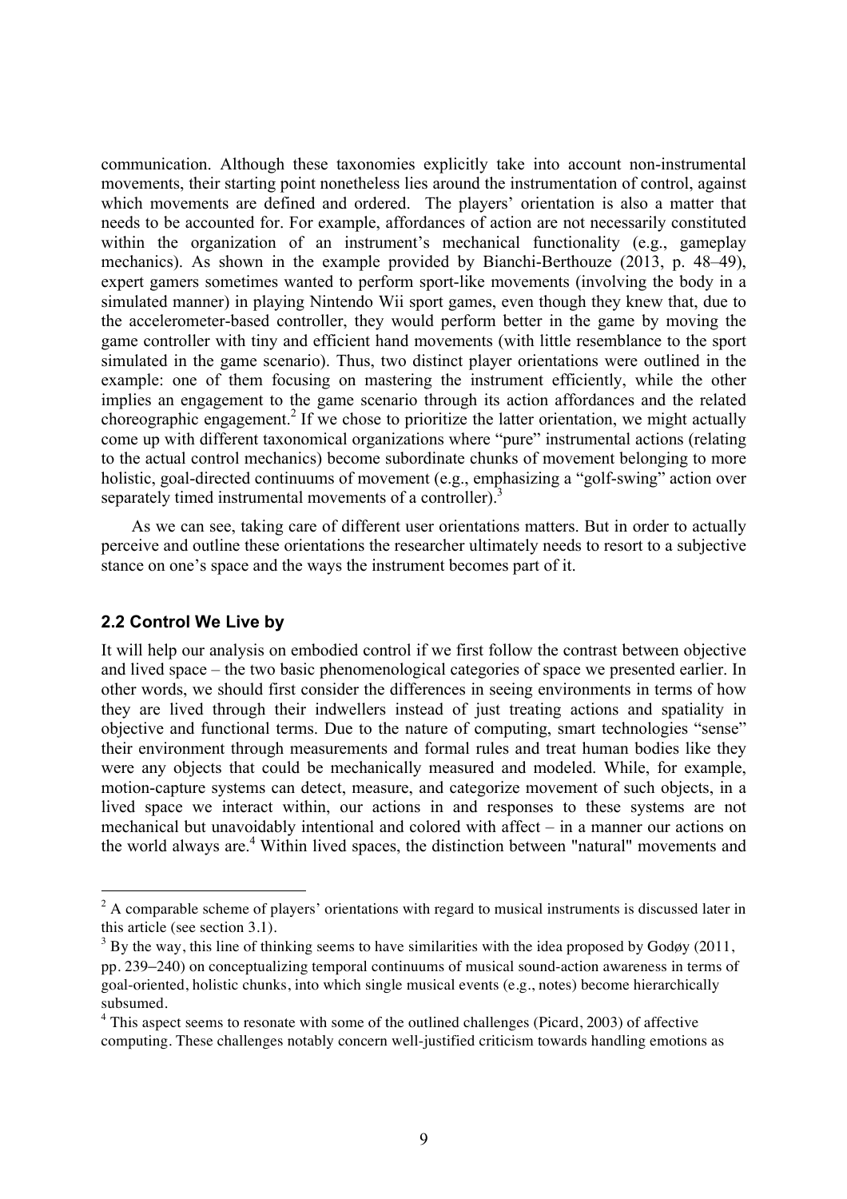communication. Although these taxonomies explicitly take into account non-instrumental movements, their starting point nonetheless lies around the instrumentation of control, against which movements are defined and ordered. The players' orientation is also a matter that needs to be accounted for. For example, affordances of action are not necessarily constituted within the organization of an instrument's mechanical functionality (e.g., gameplay mechanics). As shown in the example provided by Bianchi-Berthouze (2013, p. 48–49), expert gamers sometimes wanted to perform sport-like movements (involving the body in a simulated manner) in playing Nintendo Wii sport games, even though they knew that, due to the accelerometer-based controller, they would perform better in the game by moving the game controller with tiny and efficient hand movements (with little resemblance to the sport simulated in the game scenario). Thus, two distinct player orientations were outlined in the example: one of them focusing on mastering the instrument efficiently, while the other implies an engagement to the game scenario through its action affordances and the related choreographic engagement.[2] If we chose to prioritize the latter orientation, we might actually come up with different taxonomical organizations where "pure" instrumental actions (relating to the actual control mechanics) become subordinate chunks of movement belonging to more holistic, goal-directed continuums of movement (e.g., emphasizing a "golf-swing" action over separately timed instrumental movements of a controller).[3]

As we can see, taking care of different user orientations matters. But in order to actually perceive and outline these orientations the researcher ultimately needs to resort to a subjective stance on one's space and the ways the instrument becomes part of it.

### 2.2 Control We Live by

It will help our analysis on embodied control if we first follow the contrast between objective and lived space – the two basic phenomenological categories of space we presented earlier. In other words, we should first consider the differences in seeing environments in terms of how they are lived through their indwellers instead of just treating actions and spatiality in objective and functional terms. Due to the nature of computing, smart technologies "sense" their environment through measurements and formal rules and treat human bodies like they were any objects that could be mechanically measured and modeled. While, for example, motion-capture systems can detect, measure, and categorize movement of such objects, in a lived space we interact within, our actions in and responses to these systems are not mechanical but unavoidably intentional and colored with affect – in a manner our actions on the world always are.[4] Within lived spaces, the distinction between "natural" movements and

[2] A comparable scheme of players' orientations with regard to musical instruments is discussed later in this article (see section 3.1).

[3] By the way, this line of thinking seems to have similarities with the idea proposed by Godøy (2011, pp. 239–240) on conceptualizing temporal continuums of musical sound-action awareness in terms of goal-oriented, holistic chunks, into which single musical events (e.g., notes) become hierarchically subsumed.

[4] This aspect seems to resonate with some of the outlined challenges (Picard, 2003) of affective computing. These challenges notably concern well-justified criticism towards handling emotions as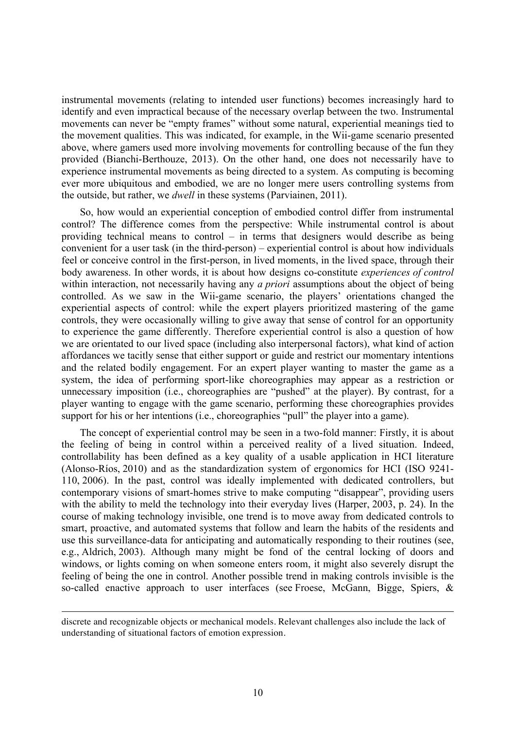instrumental movements (relating to intended user functions) becomes increasingly hard to identify and even impractical because of the necessary overlap between the two. Instrumental movements can never be "empty frames" without some natural, experiential meanings tied to the movement qualities. This was indicated, for example, in the Wii-game scenario presented above, where gamers used more involving movements for controlling because of the fun they provided (Bianchi-Berthouze, 2013). On the other hand, one does not necessarily have to experience instrumental movements as being directed to a system. As computing is becoming ever more ubiquitous and embodied, we are no longer mere users controlling systems from the outside, but rather, we *dwell* in these systems (Parviainen, 2011).

So, how would an experiential conception of embodied control differ from instrumental control? The difference comes from the perspective: While instrumental control is about providing technical means to control – in terms that designers would describe as being convenient for a user task (in the third-person) – experiential control is about how individuals feel or conceive control in the first-person, in lived moments, in the lived space, through their body awareness. In other words, it is about how designs co-constitute *experiences of control* within interaction, not necessarily having any *a priori* assumptions about the object of being controlled. As we saw in the Wii-game scenario, the players' orientations changed the experiential aspects of control: while the expert players prioritized mastering of the game controls, they were occasionally willing to give away that sense of control for an opportunity to experience the game differently. Therefore experiential control is also a question of how we are orientated to our lived space (including also interpersonal factors), what kind of action affordances we tacitly sense that either support or guide and restrict our momentary intentions and the related bodily engagement. For an expert player wanting to master the game as a system, the idea of performing sport-like choreographies may appear as a restriction or unnecessary imposition (i.e., choreographies are "pushed" at the player). By contrast, for a player wanting to engage with the game scenario, performing these choreographies provides support for his or her intentions (i.e., choreographies "pull" the player into a game).

The concept of experiential control may be seen in a two-fold manner: Firstly, it is about the feeling of being in control within a perceived reality of a lived situation. Indeed, controllability has been defined as a key quality of a usable application in HCI literature (Alonso-Ríos, 2010) and as the standardization system of ergonomics for HCI (ISO 9241-110, 2006). In the past, control was ideally implemented with dedicated controllers, but contemporary visions of smart-homes strive to make computing "disappear", providing users with the ability to meld the technology into their everyday lives (Harper, 2003, p. 24). In the course of making technology invisible, one trend is to move away from dedicated controls to smart, proactive, and automated systems that follow and learn the habits of the residents and use this surveillance-data for anticipating and automatically responding to their routines (see, e.g., Aldrich, 2003). Although many might be fond of the central locking of doors and windows, or lights coming on when someone enters room, it might also severely disrupt the feeling of being the one in control. Another possible trend in making controls invisible is the so-called enactive approach to user interfaces (see Froese, McGann, Bigge, Spiers, &

discrete and recognizable objects or mechanical models. Relevant challenges also include the lack of understanding of situational factors of emotion expression.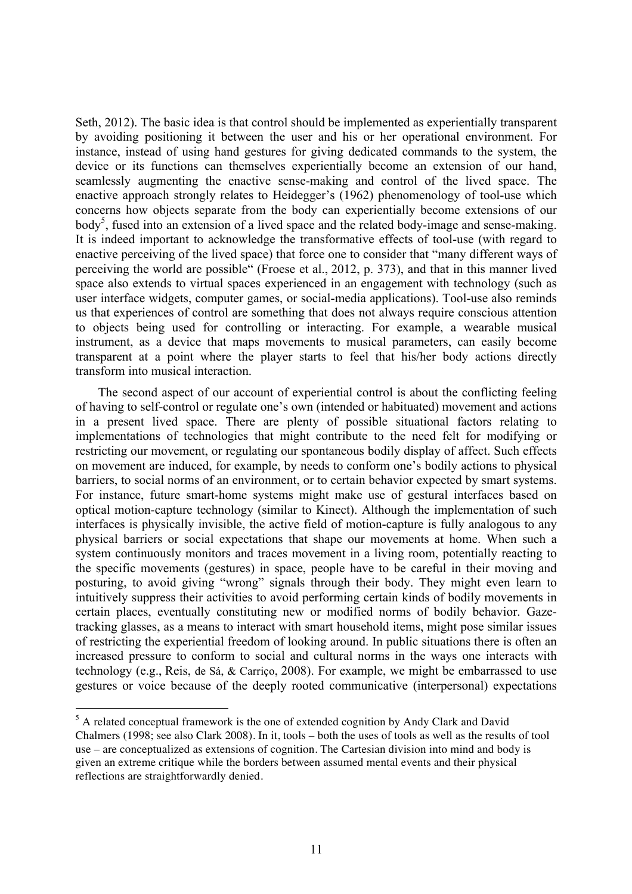Seth, 2012). The basic idea is that control should be implemented as experientially transparent by avoiding positioning it between the user and his or her operational environment. For instance, instead of using hand gestures for giving dedicated commands to the system, the device or its functions can themselves experientially become an extension of our hand, seamlessly augmenting the enactive sense-making and control of the lived space. The enactive approach strongly relates to Heidegger's (1962) phenomenology of tool-use which concerns how objects separate from the body can experientially become extensions of our body[5], fused into an extension of a lived space and the related body-image and sense-making. It is indeed important to acknowledge the transformative effects of tool-use (with regard to enactive perceiving of the lived space) that force one to consider that "many different ways of perceiving the world are possible" (Froese et al., 2012, p. 373), and that in this manner lived space also extends to virtual spaces experienced in an engagement with technology (such as user interface widgets, computer games, or social-media applications). Tool-use also reminds us that experiences of control are something that does not always require conscious attention to objects being used for controlling or interacting. For example, a wearable musical instrument, as a device that maps movements to musical parameters, can easily become transparent at a point where the player starts to feel that his/her body actions directly transform into musical interaction.

The second aspect of our account of experiential control is about the conflicting feeling of having to self-control or regulate one's own (intended or habituated) movement and actions in a present lived space. There are plenty of possible situational factors relating to implementations of technologies that might contribute to the need felt for modifying or restricting our movement, or regulating our spontaneous bodily display of affect. Such effects on movement are induced, for example, by needs to conform one's bodily actions to physical barriers, to social norms of an environment, or to certain behavior expected by smart systems. For instance, future smart-home systems might make use of gestural interfaces based on optical motion-capture technology (similar to Kinect). Although the implementation of such interfaces is physically invisible, the active field of motion-capture is fully analogous to any physical barriers or social expectations that shape our movements at home. When such a system continuously monitors and traces movement in a living room, potentially reacting to the specific movements (gestures) in space, people have to be careful in their moving and posturing, to avoid giving "wrong" signals through their body. They might even learn to intuitively suppress their activities to avoid performing certain kinds of bodily movements in certain places, eventually constituting new or modified norms of bodily behavior. Gaze-tracking glasses, as a means to interact with smart household items, might pose similar issues of restricting the experiential freedom of looking around. In public situations there is often an increased pressure to conform to social and cultural norms in the ways one interacts with technology (e.g., Reis, de Sá, & Carriço, 2008). For example, we might be embarrassed to use gestures or voice because of the deeply rooted communicative (interpersonal) expectations

[5] A related conceptual framework is the one of extended cognition by Andy Clark and David Chalmers (1998; see also Clark 2008). In it, tools – both the uses of tools as well as the results of tool use – are conceptualized as extensions of cognition. The Cartesian division into mind and body is given an extreme critique while the borders between assumed mental events and their physical reflections are straightforwardly denied.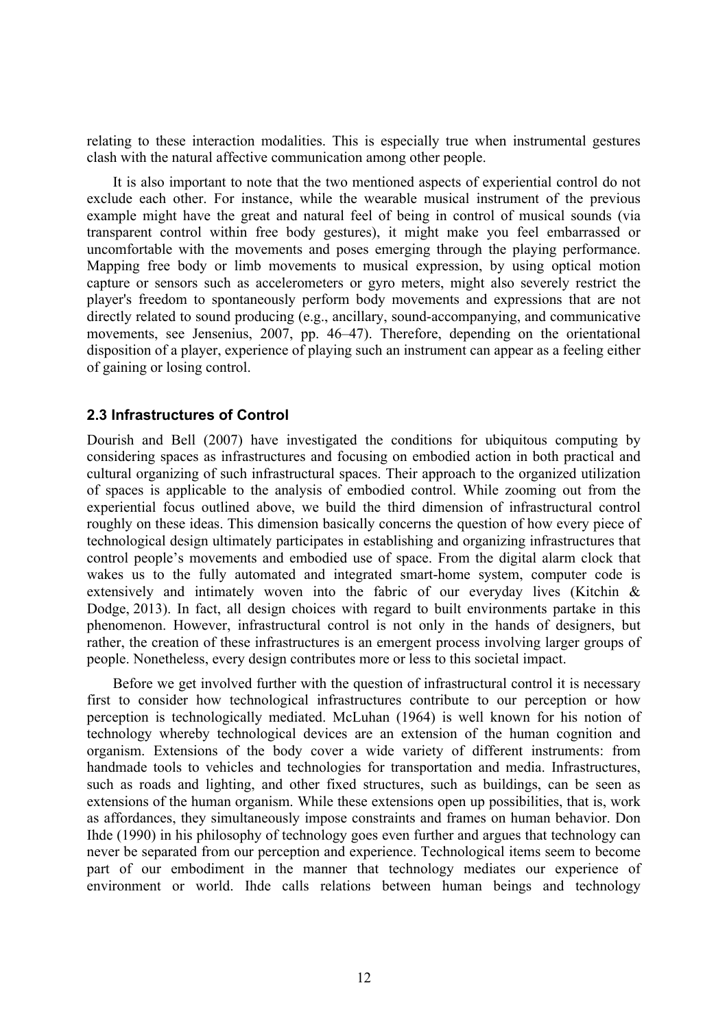relating to these interaction modalities. This is especially true when instrumental gestures clash with the natural affective communication among other people.

It is also important to note that the two mentioned aspects of experiential control do not exclude each other. For instance, while the wearable musical instrument of the previous example might have the great and natural feel of being in control of musical sounds (via transparent control within free body gestures), it might make you feel embarrassed or uncomfortable with the movements and poses emerging through the playing performance. Mapping free body or limb movements to musical expression, by using optical motion capture or sensors such as accelerometers or gyro meters, might also severely restrict the player's freedom to spontaneously perform body movements and expressions that are not directly related to sound producing (e.g., ancillary, sound-accompanying, and communicative movements, see Jensenius, 2007, pp. 46–47). Therefore, depending on the orientational disposition of a player, experience of playing such an instrument can appear as a feeling either of gaining or losing control.

### 2.3 Infrastructures of Control

Dourish and Bell (2007) have investigated the conditions for ubiquitous computing by considering spaces as infrastructures and focusing on embodied action in both practical and cultural organizing of such infrastructural spaces. Their approach to the organized utilization of spaces is applicable to the analysis of embodied control. While zooming out from the experiential focus outlined above, we build the third dimension of infrastructural control roughly on these ideas. This dimension basically concerns the question of how every piece of technological design ultimately participates in establishing and organizing infrastructures that control people's movements and embodied use of space. From the digital alarm clock that wakes us to the fully automated and integrated smart-home system, computer code is extensively and intimately woven into the fabric of our everyday lives (Kitchin & Dodge, 2013). In fact, all design choices with regard to built environments partake in this phenomenon. However, infrastructural control is not only in the hands of designers, but rather, the creation of these infrastructures is an emergent process involving larger groups of people. Nonetheless, every design contributes more or less to this societal impact.

Before we get involved further with the question of infrastructural control it is necessary first to consider how technological infrastructures contribute to our perception or how perception is technologically mediated. McLuhan (1964) is well known for his notion of technology whereby technological devices are an extension of the human cognition and organism. Extensions of the body cover a wide variety of different instruments: from handmade tools to vehicles and technologies for transportation and media. Infrastructures, such as roads and lighting, and other fixed structures, such as buildings, can be seen as extensions of the human organism. While these extensions open up possibilities, that is, work as affordances, they simultaneously impose constraints and frames on human behavior. Don Ihde (1990) in his philosophy of technology goes even further and argues that technology can never be separated from our perception and experience. Technological items seem to become part of our embodiment in the manner that technology mediates our experience of environment or world. Ihde calls relations between human beings and technology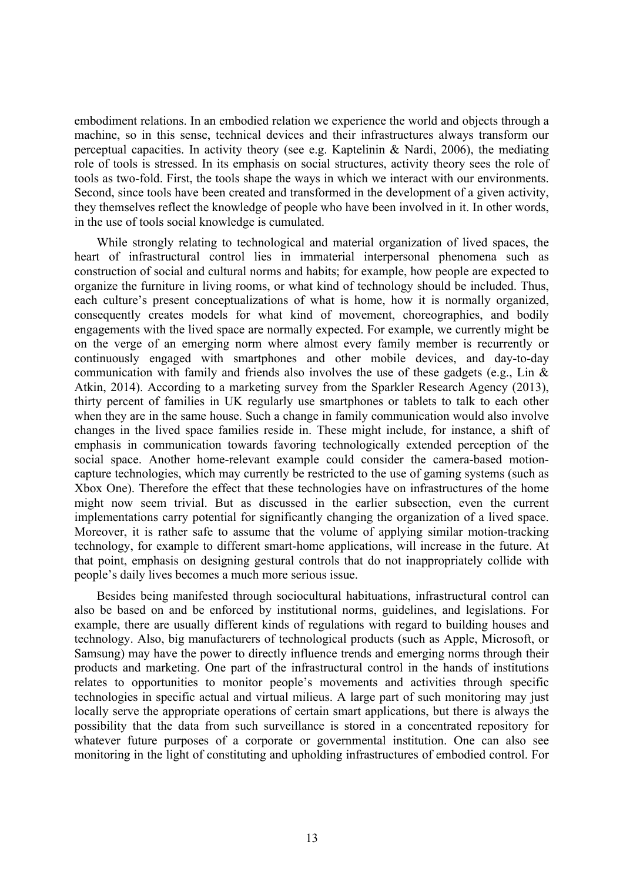embodiment relations. In an embodied relation we experience the world and objects through a machine, so in this sense, technical devices and their infrastructures always transform our perceptual capacities. In activity theory (see e.g. Kaptelinin & Nardi, 2006), the mediating role of tools is stressed. In its emphasis on social structures, activity theory sees the role of tools as two-fold. First, the tools shape the ways in which we interact with our environments. Second, since tools have been created and transformed in the development of a given activity, they themselves reflect the knowledge of people who have been involved in it. In other words, in the use of tools social knowledge is cumulated.

While strongly relating to technological and material organization of lived spaces, the heart of infrastructural control lies in immaterial interpersonal phenomena such as construction of social and cultural norms and habits; for example, how people are expected to organize the furniture in living rooms, or what kind of technology should be included. Thus, each culture's present conceptualizations of what is home, how it is normally organized, consequently creates models for what kind of movement, choreographies, and bodily engagements with the lived space are normally expected. For example, we currently might be on the verge of an emerging norm where almost every family member is recurrently or continuously engaged with smartphones and other mobile devices, and day-to-day communication with family and friends also involves the use of these gadgets (e.g., Lin & Atkin, 2014). According to a marketing survey from the Sparkler Research Agency (2013), thirty percent of families in UK regularly use smartphones or tablets to talk to each other when they are in the same house. Such a change in family communication would also involve changes in the lived space families reside in. These might include, for instance, a shift of emphasis in communication towards favoring technologically extended perception of the social space. Another home-relevant example could consider the camera-based motion-capture technologies, which may currently be restricted to the use of gaming systems (such as Xbox One). Therefore the effect that these technologies have on infrastructures of the home might now seem trivial. But as discussed in the earlier subsection, even the current implementations carry potential for significantly changing the organization of a lived space. Moreover, it is rather safe to assume that the volume of applying similar motion-tracking technology, for example to different smart-home applications, will increase in the future. At that point, emphasis on designing gestural controls that do not inappropriately collide with people's daily lives becomes a much more serious issue.

Besides being manifested through sociocultural habituations, infrastructural control can also be based on and be enforced by institutional norms, guidelines, and legislations. For example, there are usually different kinds of regulations with regard to building houses and technology. Also, big manufacturers of technological products (such as Apple, Microsoft, or Samsung) may have the power to directly influence trends and emerging norms through their products and marketing. One part of the infrastructural control in the hands of institutions relates to opportunities to monitor people's movements and activities through specific technologies in specific actual and virtual milieus. A large part of such monitoring may just locally serve the appropriate operations of certain smart applications, but there is always the possibility that the data from such surveillance is stored in a concentrated repository for whatever future purposes of a corporate or governmental institution. One can also see monitoring in the light of constituting and upholding infrastructures of embodied control. For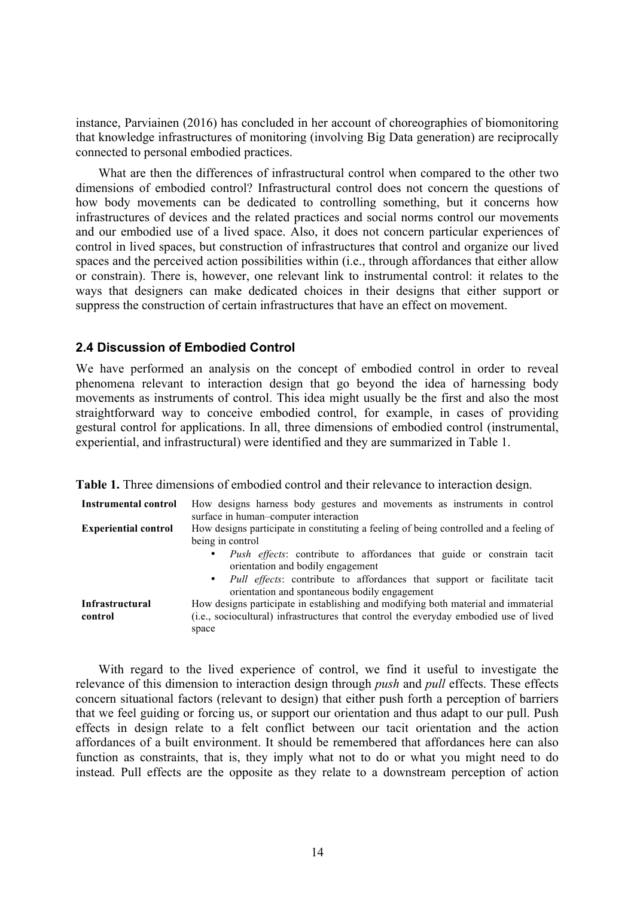instance, Parviainen (2016) has concluded in her account of choreographies of biomonitoring that knowledge infrastructures of monitoring (involving Big Data generation) are reciprocally connected to personal embodied practices.

What are then the differences of infrastructural control when compared to the other two dimensions of embodied control? Infrastructural control does not concern the questions of how body movements can be dedicated to controlling something, but it concerns how infrastructures of devices and the related practices and social norms control our movements and our embodied use of a lived space. Also, it does not concern particular experiences of control in lived spaces, but construction of infrastructures that control and organize our lived spaces and the perceived action possibilities within (i.e., through affordances that either allow or constrain). There is, however, one relevant link to instrumental control: it relates to the ways that designers can make dedicated choices in their designs that either support or suppress the construction of certain infrastructures that have an effect on movement.

### 2.4 Discussion of Embodied Control

We have performed an analysis on the concept of embodied control in order to reveal phenomena relevant to interaction design that go beyond the idea of harnessing body movements as instruments of control. This idea might usually be the first and also the most straightforward way to conceive embodied control, for example, in cases of providing gestural control for applications. In all, three dimensions of embodied control (instrumental, experiential, and infrastructural) were identified and they are summarized in Table 1.

**Table 1.** Three dimensions of embodied control and their relevance to interaction design.

| | |
|---|---|
| **Instrumental control** | How designs harness body gestures and movements as instruments in control surface in human–computer interaction |
| **Experiential control** | How designs participate in constituting a feeling of being controlled and a feeling of being in control<br>• *Push effects*: contribute to affordances that guide or constrain tacit orientation and bodily engagement<br>• *Pull effects*: contribute to affordances that support or facilitate tacit orientation and spontaneous bodily engagement |
| **Infrastructural control** | How designs participate in establishing and modifying both material and immaterial (i.e., sociocultural) infrastructures that control the everyday embodied use of lived space |

With regard to the lived experience of control, we find it useful to investigate the relevance of this dimension to interaction design through *push* and *pull* effects. These effects concern situational factors (relevant to design) that either push forth a perception of barriers that we feel guiding or forcing us, or support our orientation and thus adapt to our pull. Push effects in design relate to a felt conflict between our tacit orientation and the action affordances of a built environment. It should be remembered that affordances here can also function as constraints, that is, they imply what not to do or what you might need to do instead. Pull effects are the opposite as they relate to a downstream perception of action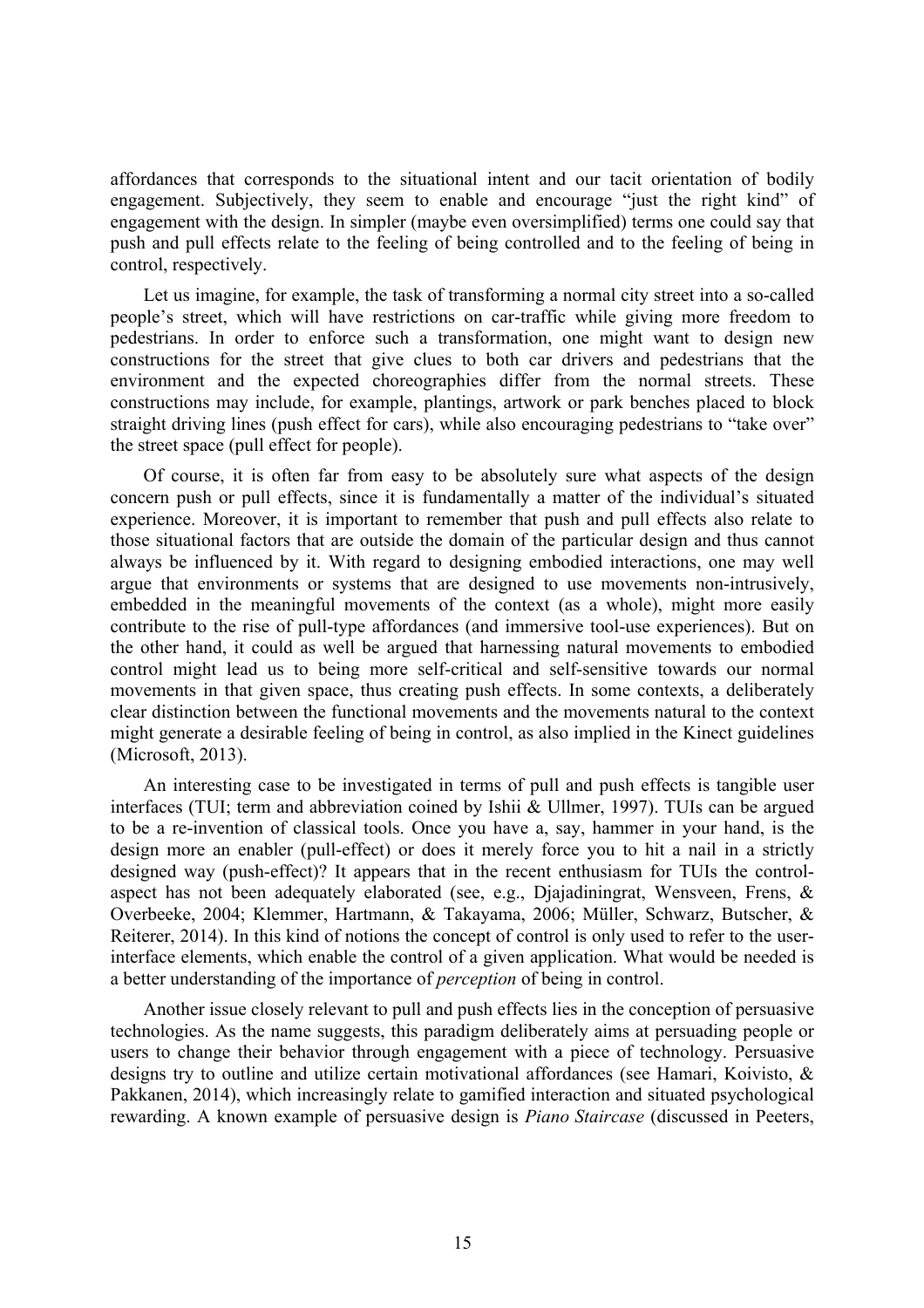affordances that corresponds to the situational intent and our tacit orientation of bodily engagement. Subjectively, they seem to enable and encourage "just the right kind" of engagement with the design. In simpler (maybe even oversimplified) terms one could say that push and pull effects relate to the feeling of being controlled and to the feeling of being in control, respectively.

Let us imagine, for example, the task of transforming a normal city street into a so-called people's street, which will have restrictions on car-traffic while giving more freedom to pedestrians. In order to enforce such a transformation, one might want to design new constructions for the street that give clues to both car drivers and pedestrians that the environment and the expected choreographies differ from the normal streets. These constructions may include, for example, plantings, artwork or park benches placed to block straight driving lines (push effect for cars), while also encouraging pedestrians to "take over" the street space (pull effect for people).

Of course, it is often far from easy to be absolutely sure what aspects of the design concern push or pull effects, since it is fundamentally a matter of the individual's situated experience. Moreover, it is important to remember that push and pull effects also relate to those situational factors that are outside the domain of the particular design and thus cannot always be influenced by it. With regard to designing embodied interactions, one may well argue that environments or systems that are designed to use movements non-intrusively, embedded in the meaningful movements of the context (as a whole), might more easily contribute to the rise of pull-type affordances (and immersive tool-use experiences). But on the other hand, it could as well be argued that harnessing natural movements to embodied control might lead us to being more self-critical and self-sensitive towards our normal movements in that given space, thus creating push effects. In some contexts, a deliberately clear distinction between the functional movements and the movements natural to the context might generate a desirable feeling of being in control, as also implied in the Kinect guidelines (Microsoft, 2013).

An interesting case to be investigated in terms of pull and push effects is tangible user interfaces (TUI; term and abbreviation coined by Ishii & Ullmer, 1997). TUIs can be argued to be a re-invention of classical tools. Once you have a, say, hammer in your hand, is the design more an enabler (pull-effect) or does it merely force you to hit a nail in a strictly designed way (push-effect)? It appears that in the recent enthusiasm for TUIs the control-aspect has not been adequately elaborated (see, e.g., Djajadiningrat, Wensveen, Frens, & Overbeeke, 2004; Klemmer, Hartmann, & Takayama, 2006; Müller, Schwarz, Butscher, & Reiterer, 2014). In this kind of notions the concept of control is only used to refer to the user-interface elements, which enable the control of a given application. What would be needed is a better understanding of the importance of *perception* of being in control.

Another issue closely relevant to pull and push effects lies in the conception of persuasive technologies. As the name suggests, this paradigm deliberately aims at persuading people or users to change their behavior through engagement with a piece of technology. Persuasive designs try to outline and utilize certain motivational affordances (see Hamari, Koivisto, & Pakkanen, 2014), which increasingly relate to gamified interaction and situated psychological rewarding. A known example of persuasive design is *Piano Staircase* (discussed in Peeters,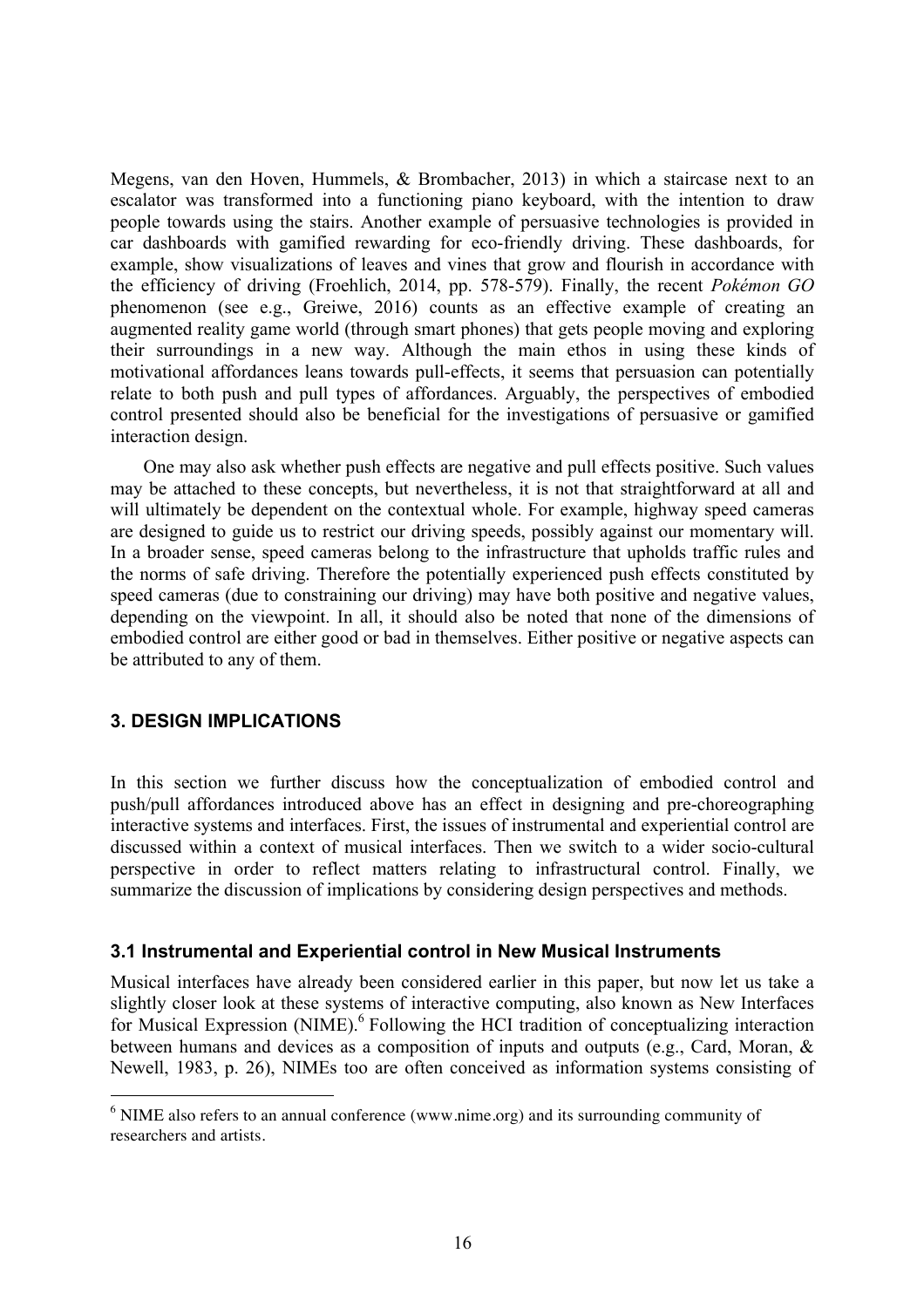Megens, van den Hoven, Hummels, & Brombacher, 2013) in which a staircase next to an escalator was transformed into a functioning piano keyboard, with the intention to draw people towards using the stairs. Another example of persuasive technologies is provided in car dashboards with gamified rewarding for eco-friendly driving. These dashboards, for example, show visualizations of leaves and vines that grow and flourish in accordance with the efficiency of driving (Froehlich, 2014, pp. 578-579). Finally, the recent *Pokémon GO* phenomenon (see e.g., Greiwe, 2016) counts as an effective example of creating an augmented reality game world (through smart phones) that gets people moving and exploring their surroundings in a new way. Although the main ethos in using these kinds of motivational affordances leans towards pull-effects, it seems that persuasion can potentially relate to both push and pull types of affordances. Arguably, the perspectives of embodied control presented should also be beneficial for the investigations of persuasive or gamified interaction design.

One may also ask whether push effects are negative and pull effects positive. Such values may be attached to these concepts, but nevertheless, it is not that straightforward at all and will ultimately be dependent on the contextual whole. For example, highway speed cameras are designed to guide us to restrict our driving speeds, possibly against our momentary will. In a broader sense, speed cameras belong to the infrastructure that upholds traffic rules and the norms of safe driving. Therefore the potentially experienced push effects constituted by speed cameras (due to constraining our driving) may have both positive and negative values, depending on the viewpoint. In all, it should also be noted that none of the dimensions of embodied control are either good or bad in themselves. Either positive or negative aspects can be attributed to any of them.

## 3. DESIGN IMPLICATIONS

In this section we further discuss how the conceptualization of embodied control and push/pull affordances introduced above has an effect in designing and pre-choreographing interactive systems and interfaces. First, the issues of instrumental and experiential control are discussed within a context of musical interfaces. Then we switch to a wider socio-cultural perspective in order to reflect matters relating to infrastructural control. Finally, we summarize the discussion of implications by considering design perspectives and methods.

### 3.1 Instrumental and Experiential control in New Musical Instruments

Musical interfaces have already been considered earlier in this paper, but now let us take a slightly closer look at these systems of interactive computing, also known as New Interfaces for Musical Expression (NIME).[6] Following the HCI tradition of conceptualizing interaction between humans and devices as a composition of inputs and outputs (e.g., Card, Moran, & Newell, 1983, p. 26), NIMEs too are often conceived as information systems consisting of

[6] NIME also refers to an annual conference (www.nime.org) and its surrounding community of researchers and artists.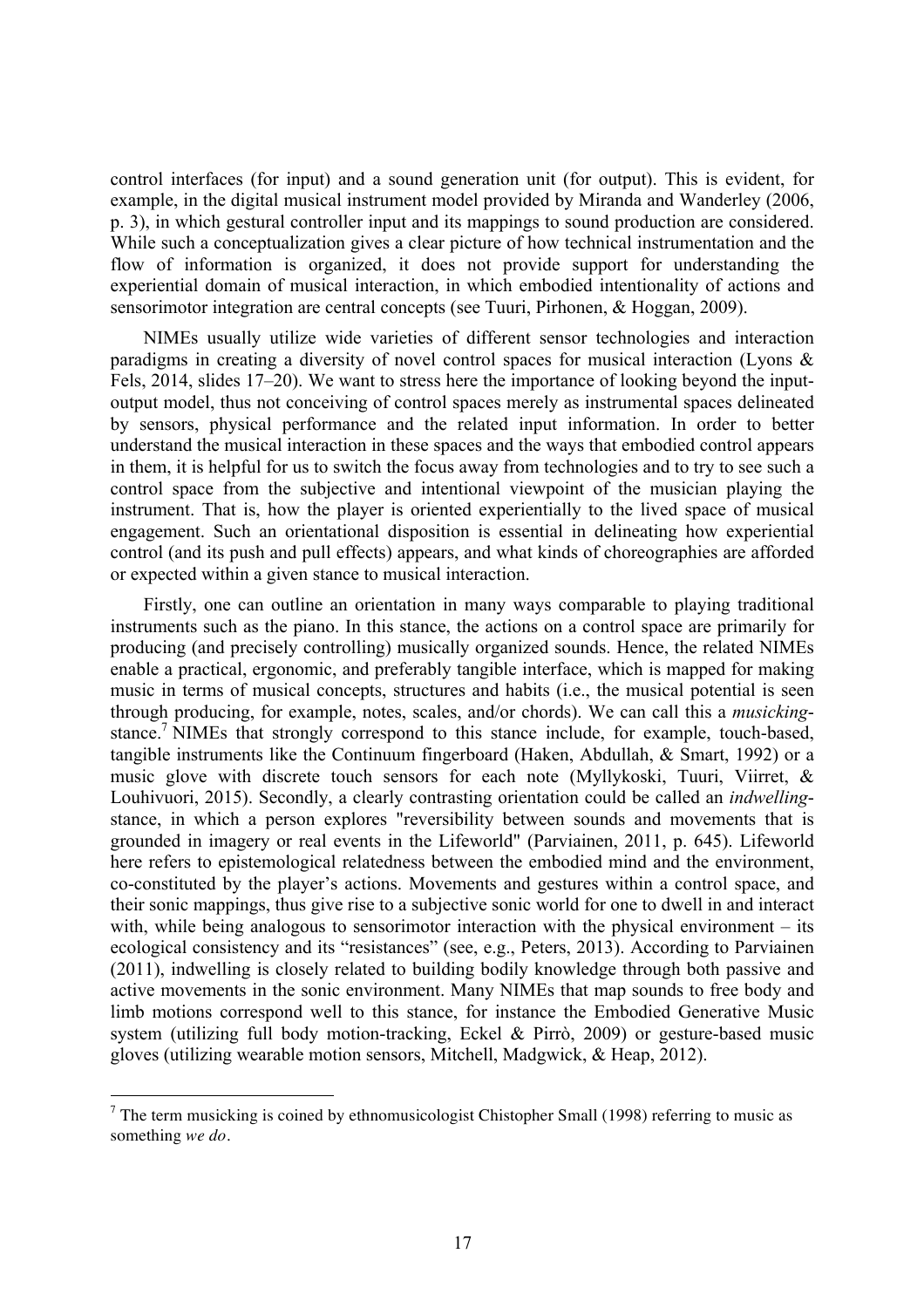control interfaces (for input) and a sound generation unit (for output). This is evident, for example, in the digital musical instrument model provided by Miranda and Wanderley (2006, p. 3), in which gestural controller input and its mappings to sound production are considered. While such a conceptualization gives a clear picture of how technical instrumentation and the flow of information is organized, it does not provide support for understanding the experiential domain of musical interaction, in which embodied intentionality of actions and sensorimotor integration are central concepts (see Tuuri, Pirhonen, & Hoggan, 2009).

NIMEs usually utilize wide varieties of different sensor technologies and interaction paradigms in creating a diversity of novel control spaces for musical interaction (Lyons & Fels, 2014, slides 17–20). We want to stress here the importance of looking beyond the input-output model, thus not conceiving of control spaces merely as instrumental spaces delineated by sensors, physical performance and the related input information. In order to better understand the musical interaction in these spaces and the ways that embodied control appears in them, it is helpful for us to switch the focus away from technologies and to try to see such a control space from the subjective and intentional viewpoint of the musician playing the instrument. That is, how the player is oriented experientially to the lived space of musical engagement. Such an orientational disposition is essential in delineating how experiential control (and its push and pull effects) appears, and what kinds of choreographies are afforded or expected within a given stance to musical interaction.

Firstly, one can outline an orientation in many ways comparable to playing traditional instruments such as the piano. In this stance, the actions on a control space are primarily for producing (and precisely controlling) musically organized sounds. Hence, the related NIMEs enable a practical, ergonomic, and preferably tangible interface, which is mapped for making music in terms of musical concepts, structures and habits (i.e., the musical potential is seen through producing, for example, notes, scales, and/or chords). We can call this a *musicking*-stance.[7] NIMEs that strongly correspond to this stance include, for example, touch-based, tangible instruments like the Continuum fingerboard (Haken, Abdullah, & Smart, 1992) or a music glove with discrete touch sensors for each note (Myllykoski, Tuuri, Viirret, & Louhivuori, 2015). Secondly, a clearly contrasting orientation could be called an *indwelling*-stance, in which a person explores "reversibility between sounds and movements that is grounded in imagery or real events in the Lifeworld" (Parviainen, 2011, p. 645). Lifeworld here refers to epistemological relatedness between the embodied mind and the environment, co-constituted by the player's actions. Movements and gestures within a control space, and their sonic mappings, thus give rise to a subjective sonic world for one to dwell in and interact with, while being analogous to sensorimotor interaction with the physical environment – its ecological consistency and its "resistances" (see, e.g., Peters, 2013). According to Parviainen (2011), indwelling is closely related to building bodily knowledge through both passive and active movements in the sonic environment. Many NIMEs that map sounds to free body and limb motions correspond well to this stance, for instance the Embodied Generative Music system (utilizing full body motion-tracking, Eckel & Pirrò, 2009) or gesture-based music gloves (utilizing wearable motion sensors, Mitchell, Madgwick, & Heap, 2012).

[7] The term musicking is coined by ethnomusicologist Chistopher Small (1998) referring to music as something *we do*.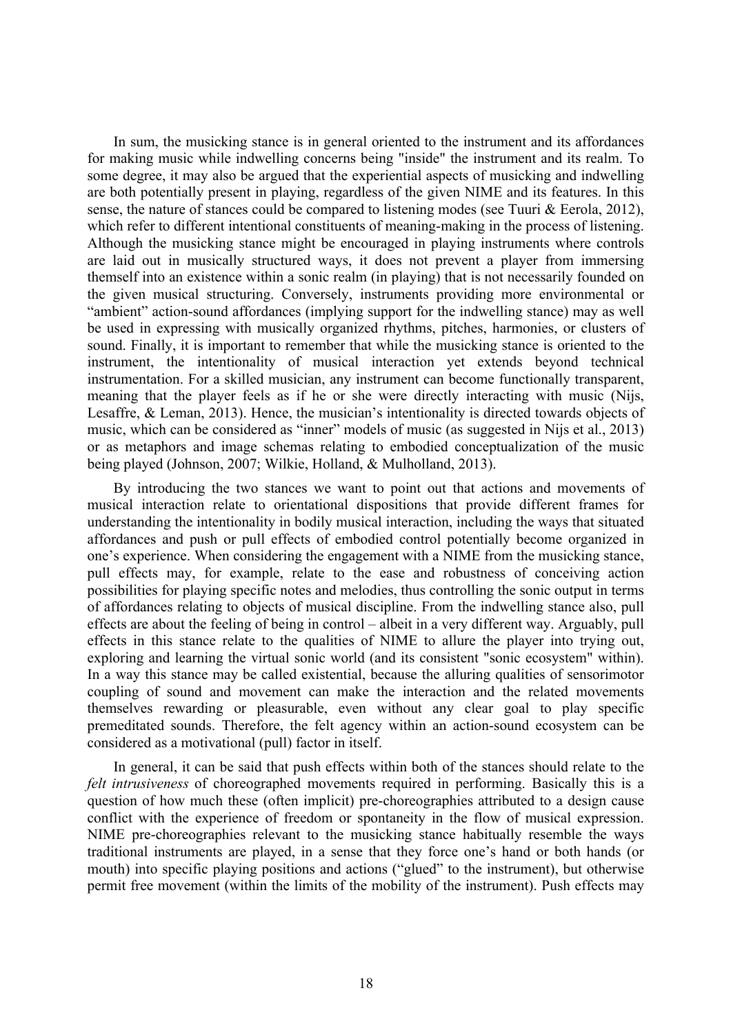In sum, the musicking stance is in general oriented to the instrument and its affordances for making music while indwelling concerns being "inside" the instrument and its realm. To some degree, it may also be argued that the experiential aspects of musicking and indwelling are both potentially present in playing, regardless of the given NIME and its features. In this sense, the nature of stances could be compared to listening modes (see Tuuri & Eerola, 2012), which refer to different intentional constituents of meaning-making in the process of listening. Although the musicking stance might be encouraged in playing instruments where controls are laid out in musically structured ways, it does not prevent a player from immersing themself into an existence within a sonic realm (in playing) that is not necessarily founded on the given musical structuring. Conversely, instruments providing more environmental or "ambient" action-sound affordances (implying support for the indwelling stance) may as well be used in expressing with musically organized rhythms, pitches, harmonies, or clusters of sound. Finally, it is important to remember that while the musicking stance is oriented to the instrument, the intentionality of musical interaction yet extends beyond technical instrumentation. For a skilled musician, any instrument can become functionally transparent, meaning that the player feels as if he or she were directly interacting with music (Nijs, Lesaffre, & Leman, 2013). Hence, the musician's intentionality is directed towards objects of music, which can be considered as "inner" models of music (as suggested in Nijs et al., 2013) or as metaphors and image schemas relating to embodied conceptualization of the music being played (Johnson, 2007; Wilkie, Holland, & Mulholland, 2013).

By introducing the two stances we want to point out that actions and movements of musical interaction relate to orientational dispositions that provide different frames for understanding the intentionality in bodily musical interaction, including the ways that situated affordances and push or pull effects of embodied control potentially become organized in one's experience. When considering the engagement with a NIME from the musicking stance, pull effects may, for example, relate to the ease and robustness of conceiving action possibilities for playing specific notes and melodies, thus controlling the sonic output in terms of affordances relating to objects of musical discipline. From the indwelling stance also, pull effects are about the feeling of being in control – albeit in a very different way. Arguably, pull effects in this stance relate to the qualities of NIME to allure the player into trying out, exploring and learning the virtual sonic world (and its consistent "sonic ecosystem" within). In a way this stance may be called existential, because the alluring qualities of sensorimotor coupling of sound and movement can make the interaction and the related movements themselves rewarding or pleasurable, even without any clear goal to play specific premeditated sounds. Therefore, the felt agency within an action-sound ecosystem can be considered as a motivational (pull) factor in itself.

In general, it can be said that push effects within both of the stances should relate to the *felt intrusiveness* of choreographed movements required in performing. Basically this is a question of how much these (often implicit) pre-choreographies attributed to a design cause conflict with the experience of freedom or spontaneity in the flow of musical expression. NIME pre-choreographies relevant to the musicking stance habitually resemble the ways traditional instruments are played, in a sense that they force one's hand or both hands (or mouth) into specific playing positions and actions ("glued" to the instrument), but otherwise permit free movement (within the limits of the mobility of the instrument). Push effects may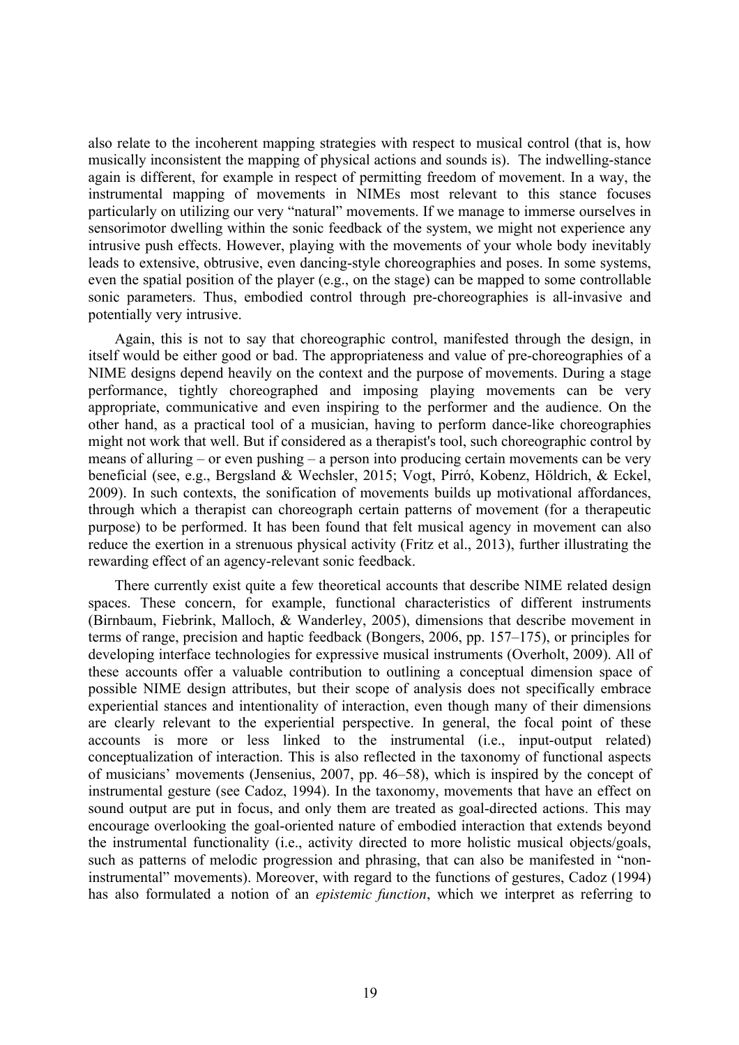also relate to the incoherent mapping strategies with respect to musical control (that is, how musically inconsistent the mapping of physical actions and sounds is). The indwelling-stance again is different, for example in respect of permitting freedom of movement. In a way, the instrumental mapping of movements in NIMEs most relevant to this stance focuses particularly on utilizing our very "natural" movements. If we manage to immerse ourselves in sensorimotor dwelling within the sonic feedback of the system, we might not experience any intrusive push effects. However, playing with the movements of your whole body inevitably leads to extensive, obtrusive, even dancing-style choreographies and poses. In some systems, even the spatial position of the player (e.g., on the stage) can be mapped to some controllable sonic parameters. Thus, embodied control through pre-choreographies is all-invasive and potentially very intrusive.

Again, this is not to say that choreographic control, manifested through the design, in itself would be either good or bad. The appropriateness and value of pre-choreographies of a NIME designs depend heavily on the context and the purpose of movements. During a stage performance, tightly choreographed and imposing playing movements can be very appropriate, communicative and even inspiring to the performer and the audience. On the other hand, as a practical tool of a musician, having to perform dance-like choreographies might not work that well. But if considered as a therapist's tool, such choreographic control by means of alluring – or even pushing – a person into producing certain movements can be very beneficial (see, e.g., Bergsland & Wechsler, 2015; Vogt, Pirró, Kobenz, Höldrich, & Eckel, 2009). In such contexts, the sonification of movements builds up motivational affordances, through which a therapist can choreograph certain patterns of movement (for a therapeutic purpose) to be performed. It has been found that felt musical agency in movement can also reduce the exertion in a strenuous physical activity (Fritz et al., 2013), further illustrating the rewarding effect of an agency-relevant sonic feedback.

There currently exist quite a few theoretical accounts that describe NIME related design spaces. These concern, for example, functional characteristics of different instruments (Birnbaum, Fiebrink, Malloch, & Wanderley, 2005), dimensions that describe movement in terms of range, precision and haptic feedback (Bongers, 2006, pp. 157–175), or principles for developing interface technologies for expressive musical instruments (Overholt, 2009). All of these accounts offer a valuable contribution to outlining a conceptual dimension space of possible NIME design attributes, but their scope of analysis does not specifically embrace experiential stances and intentionality of interaction, even though many of their dimensions are clearly relevant to the experiential perspective. In general, the focal point of these accounts is more or less linked to the instrumental (i.e., input-output related) conceptualization of interaction. This is also reflected in the taxonomy of functional aspects of musicians' movements (Jensenius, 2007, pp. 46–58), which is inspired by the concept of instrumental gesture (see Cadoz, 1994). In the taxonomy, movements that have an effect on sound output are put in focus, and only them are treated as goal-directed actions. This may encourage overlooking the goal-oriented nature of embodied interaction that extends beyond the instrumental functionality (i.e., activity directed to more holistic musical objects/goals, such as patterns of melodic progression and phrasing, that can also be manifested in "non-instrumental" movements). Moreover, with regard to the functions of gestures, Cadoz (1994) has also formulated a notion of an *epistemic function*, which we interpret as referring to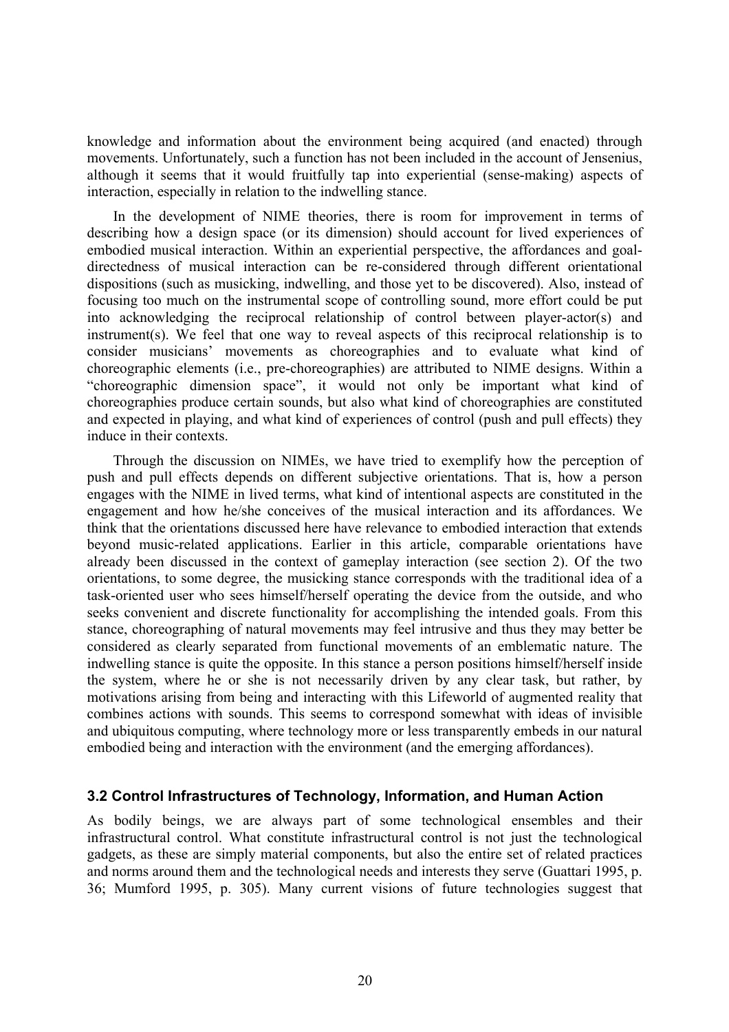knowledge and information about the environment being acquired (and enacted) through movements. Unfortunately, such a function has not been included in the account of Jensenius, although it seems that it would fruitfully tap into experiential (sense-making) aspects of interaction, especially in relation to the indwelling stance.

In the development of NIME theories, there is room for improvement in terms of describing how a design space (or its dimension) should account for lived experiences of embodied musical interaction. Within an experiential perspective, the affordances and goal-directedness of musical interaction can be re-considered through different orientational dispositions (such as musicking, indwelling, and those yet to be discovered). Also, instead of focusing too much on the instrumental scope of controlling sound, more effort could be put into acknowledging the reciprocal relationship of control between player-actor(s) and instrument(s). We feel that one way to reveal aspects of this reciprocal relationship is to consider musicians' movements as choreographies and to evaluate what kind of choreographic elements (i.e., pre-choreographies) are attributed to NIME designs. Within a "choreographic dimension space", it would not only be important what kind of choreographies produce certain sounds, but also what kind of choreographies are constituted and expected in playing, and what kind of experiences of control (push and pull effects) they induce in their contexts.

Through the discussion on NIMEs, we have tried to exemplify how the perception of push and pull effects depends on different subjective orientations. That is, how a person engages with the NIME in lived terms, what kind of intentional aspects are constituted in the engagement and how he/she conceives of the musical interaction and its affordances. We think that the orientations discussed here have relevance to embodied interaction that extends beyond music-related applications. Earlier in this article, comparable orientations have already been discussed in the context of gameplay interaction (see section 2). Of the two orientations, to some degree, the musicking stance corresponds with the traditional idea of a task-oriented user who sees himself/herself operating the device from the outside, and who seeks convenient and discrete functionality for accomplishing the intended goals. From this stance, choreographing of natural movements may feel intrusive and thus they may better be considered as clearly separated from functional movements of an emblematic nature. The indwelling stance is quite the opposite. In this stance a person positions himself/herself inside the system, where he or she is not necessarily driven by any clear task, but rather, by motivations arising from being and interacting with this Lifeworld of augmented reality that combines actions with sounds. This seems to correspond somewhat with ideas of invisible and ubiquitous computing, where technology more or less transparently embeds in our natural embodied being and interaction with the environment (and the emerging affordances).

### 3.2 Control Infrastructures of Technology, Information, and Human Action

As bodily beings, we are always part of some technological ensembles and their infrastructural control. What constitute infrastructural control is not just the technological gadgets, as these are simply material components, but also the entire set of related practices and norms around them and the technological needs and interests they serve (Guattari 1995, p. 36; Mumford 1995, p. 305). Many current visions of future technologies suggest that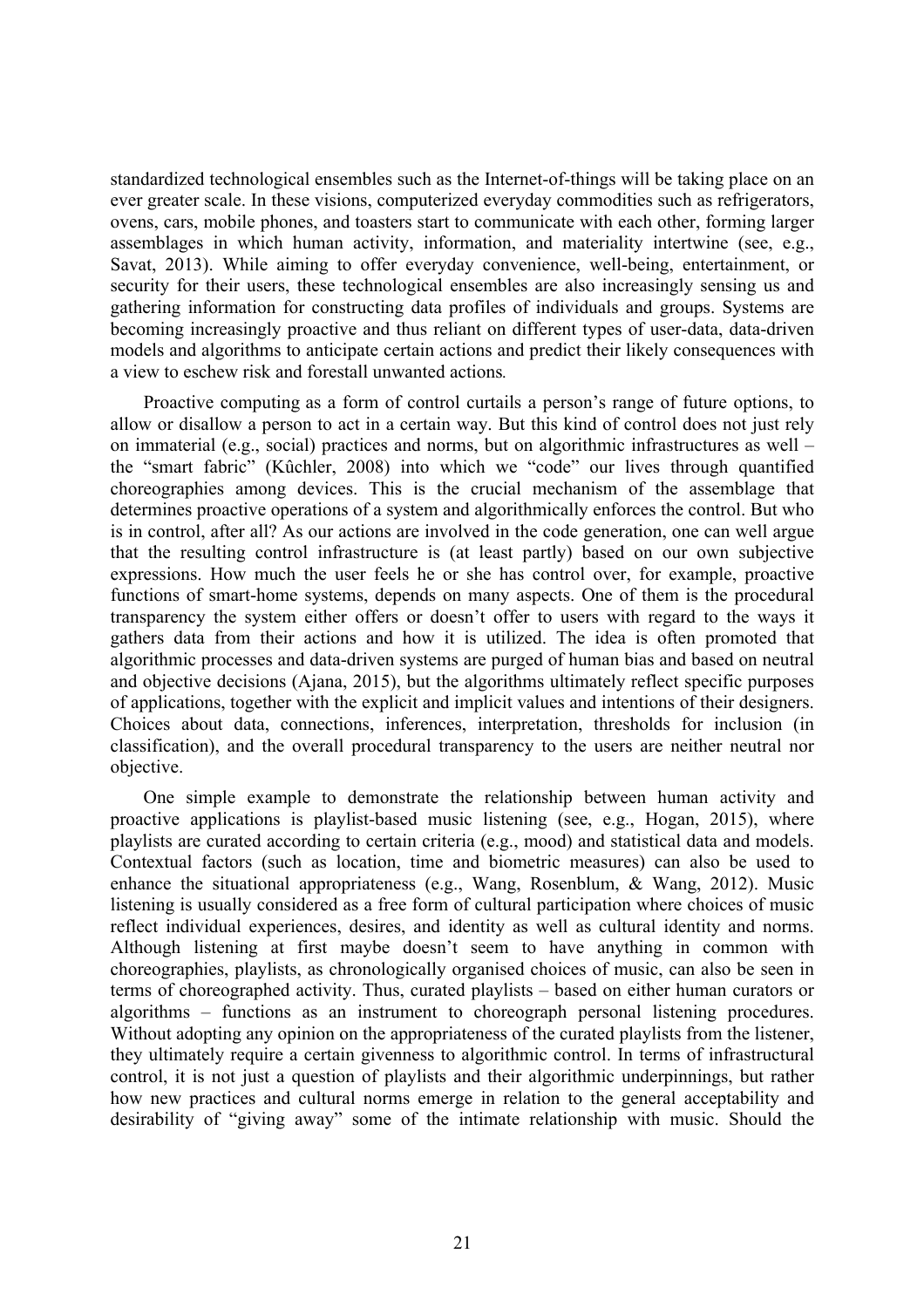standardized technological ensembles such as the Internet-of-things will be taking place on an ever greater scale. In these visions, computerized everyday commodities such as refrigerators, ovens, cars, mobile phones, and toasters start to communicate with each other, forming larger assemblages in which human activity, information, and materiality intertwine (see, e.g., Savat, 2013). While aiming to offer everyday convenience, well-being, entertainment, or security for their users, these technological ensembles are also increasingly sensing us and gathering information for constructing data profiles of individuals and groups. Systems are becoming increasingly proactive and thus reliant on different types of user-data, data-driven models and algorithms to anticipate certain actions and predict their likely consequences with a view to eschew risk and forestall unwanted actions.

Proactive computing as a form of control curtails a person's range of future options, to allow or disallow a person to act in a certain way. But this kind of control does not just rely on immaterial (e.g., social) practices and norms, but on algorithmic infrastructures as well – the "smart fabric" (Kûchler, 2008) into which we "code" our lives through quantified choreographies among devices. This is the crucial mechanism of the assemblage that determines proactive operations of a system and algorithmically enforces the control. But who is in control, after all? As our actions are involved in the code generation, one can well argue that the resulting control infrastructure is (at least partly) based on our own subjective expressions. How much the user feels he or she has control over, for example, proactive functions of smart-home systems, depends on many aspects. One of them is the procedural transparency the system either offers or doesn't offer to users with regard to the ways it gathers data from their actions and how it is utilized. The idea is often promoted that algorithmic processes and data-driven systems are purged of human bias and based on neutral and objective decisions (Ajana, 2015), but the algorithms ultimately reflect specific purposes of applications, together with the explicit and implicit values and intentions of their designers. Choices about data, connections, inferences, interpretation, thresholds for inclusion (in classification), and the overall procedural transparency to the users are neither neutral nor objective.

One simple example to demonstrate the relationship between human activity and proactive applications is playlist-based music listening (see, e.g., Hogan, 2015), where playlists are curated according to certain criteria (e.g., mood) and statistical data and models. Contextual factors (such as location, time and biometric measures) can also be used to enhance the situational appropriateness (e.g., Wang, Rosenblum, & Wang, 2012). Music listening is usually considered as a free form of cultural participation where choices of music reflect individual experiences, desires, and identity as well as cultural identity and norms. Although listening at first maybe doesn't seem to have anything in common with choreographies, playlists, as chronologically organised choices of music, can also be seen in terms of choreographed activity. Thus, curated playlists – based on either human curators or algorithms – functions as an instrument to choreograph personal listening procedures. Without adopting any opinion on the appropriateness of the curated playlists from the listener, they ultimately require a certain givenness to algorithmic control. In terms of infrastructural control, it is not just a question of playlists and their algorithmic underpinnings, but rather how new practices and cultural norms emerge in relation to the general acceptability and desirability of "giving away" some of the intimate relationship with music. Should the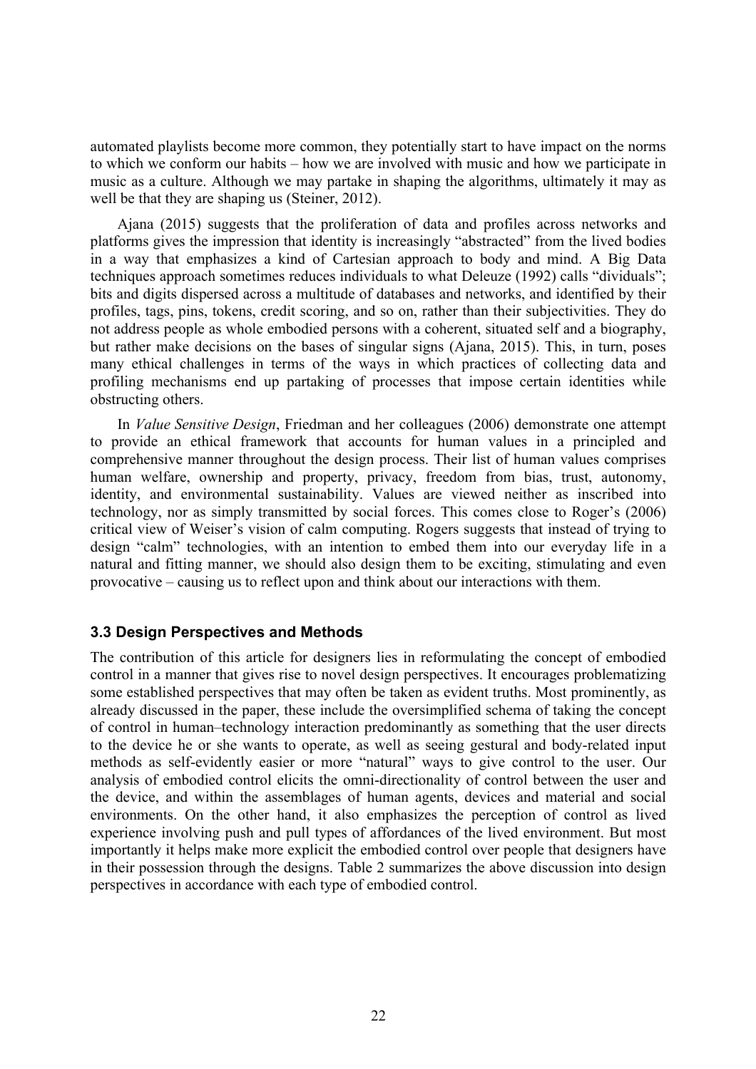automated playlists become more common, they potentially start to have impact on the norms to which we conform our habits – how we are involved with music and how we participate in music as a culture. Although we may partake in shaping the algorithms, ultimately it may as well be that they are shaping us (Steiner, 2012).

Ajana (2015) suggests that the proliferation of data and profiles across networks and platforms gives the impression that identity is increasingly "abstracted" from the lived bodies in a way that emphasizes a kind of Cartesian approach to body and mind. A Big Data techniques approach sometimes reduces individuals to what Deleuze (1992) calls "dividuals"; bits and digits dispersed across a multitude of databases and networks, and identified by their profiles, tags, pins, tokens, credit scoring, and so on, rather than their subjectivities. They do not address people as whole embodied persons with a coherent, situated self and a biography, but rather make decisions on the bases of singular signs (Ajana, 2015). This, in turn, poses many ethical challenges in terms of the ways in which practices of collecting data and profiling mechanisms end up partaking of processes that impose certain identities while obstructing others.

In *Value Sensitive Design*, Friedman and her colleagues (2006) demonstrate one attempt to provide an ethical framework that accounts for human values in a principled and comprehensive manner throughout the design process. Their list of human values comprises human welfare, ownership and property, privacy, freedom from bias, trust, autonomy, identity, and environmental sustainability. Values are viewed neither as inscribed into technology, nor as simply transmitted by social forces. This comes close to Roger's (2006) critical view of Weiser's vision of calm computing. Rogers suggests that instead of trying to design "calm" technologies, with an intention to embed them into our everyday life in a natural and fitting manner, we should also design them to be exciting, stimulating and even provocative – causing us to reflect upon and think about our interactions with them.

### 3.3 Design Perspectives and Methods

The contribution of this article for designers lies in reformulating the concept of embodied control in a manner that gives rise to novel design perspectives. It encourages problematizing some established perspectives that may often be taken as evident truths. Most prominently, as already discussed in the paper, these include the oversimplified schema of taking the concept of control in human–technology interaction predominantly as something that the user directs to the device he or she wants to operate, as well as seeing gestural and body-related input methods as self-evidently easier or more "natural" ways to give control to the user. Our analysis of embodied control elicits the omni-directionality of control between the user and the device, and within the assemblages of human agents, devices and material and social environments. On the other hand, it also emphasizes the perception of control as lived experience involving push and pull types of affordances of the lived environment. But most importantly it helps make more explicit the embodied control over people that designers have in their possession through the designs. Table 2 summarizes the above discussion into design perspectives in accordance with each type of embodied control.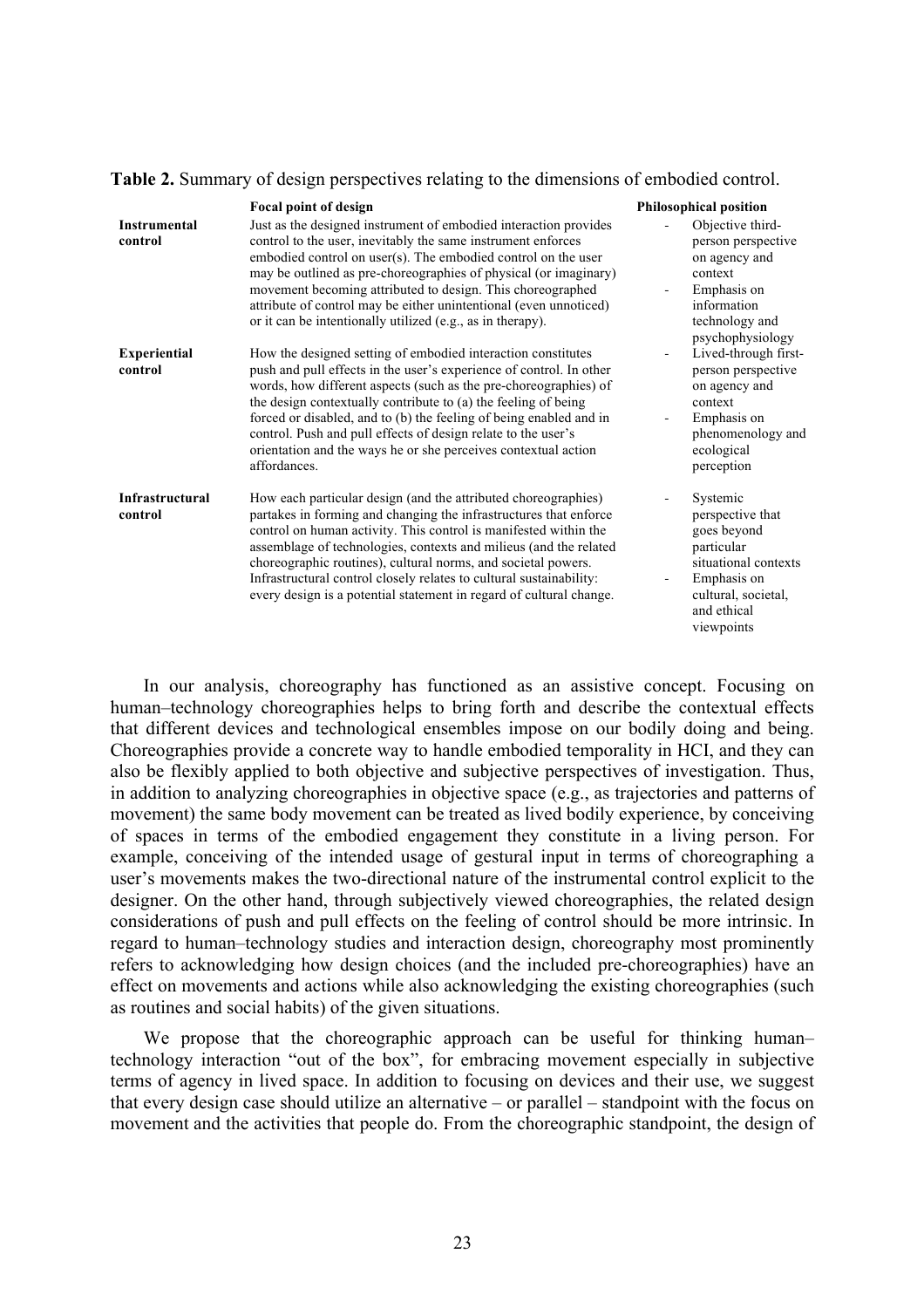**Table 2.** Summary of design perspectives relating to the dimensions of embodied control.

| | Focal point of design | Philosophical position |
|---|---|---|
| **Instrumental control** | Just as the designed instrument of embodied interaction provides control to the user, inevitably the same instrument enforces embodied control on user(s). The embodied control on the user may be outlined as pre-choreographies of physical (or imaginary) movement becoming attributed to design. This choreographed attribute of control may be either unintentional (even unnoticed) or it can be intentionally utilized (e.g., as in therapy). | - Objective third-person perspective on agency and context<br>- Emphasis on information technology and psychophysiology |
| **Experiential control** | How the designed setting of embodied interaction constitutes push and pull effects in the user's experience of control. In other words, how different aspects (such as the pre-choreographies) of the design contextually contribute to (a) the feeling of being forced or disabled, and to (b) the feeling of being enabled and in control. Push and pull effects of design relate to the user's orientation and the ways he or she perceives contextual action affordances. | - Lived-through first-person perspective on agency and context<br>- Emphasis on phenomenology and ecological perception |
| **Infrastructural control** | How each particular design (and the attributed choreographies) partakes in forming and changing the infrastructures that enforce control on human activity. This control is manifested within the assemblage of technologies, contexts and milieus (and the related choreographic routines), cultural norms, and societal powers. Infrastructural control closely relates to cultural sustainability: every design is a potential statement in regard of cultural change. | - Systemic perspective that goes beyond particular situational contexts<br>- Emphasis on cultural, societal, and ethical viewpoints |

In our analysis, choreography has functioned as an assistive concept. Focusing on human–technology choreographies helps to bring forth and describe the contextual effects that different devices and technological ensembles impose on our bodily doing and being. Choreographies provide a concrete way to handle embodied temporality in HCI, and they can also be flexibly applied to both objective and subjective perspectives of investigation. Thus, in addition to analyzing choreographies in objective space (e.g., as trajectories and patterns of movement) the same body movement can be treated as lived bodily experience, by conceiving of spaces in terms of the embodied engagement they constitute in a living person. For example, conceiving of the intended usage of gestural input in terms of choreographing a user's movements makes the two-directional nature of the instrumental control explicit to the designer. On the other hand, through subjectively viewed choreographies, the related design considerations of push and pull effects on the feeling of control should be more intrinsic. In regard to human–technology studies and interaction design, choreography most prominently refers to acknowledging how design choices (and the included pre-choreographies) have an effect on movements and actions while also acknowledging the existing choreographies (such as routines and social habits) of the given situations.

We propose that the choreographic approach can be useful for thinking human–technology interaction "out of the box", for embracing movement especially in subjective terms of agency in lived space. In addition to focusing on devices and their use, we suggest that every design case should utilize an alternative – or parallel – standpoint with the focus on movement and the activities that people do. From the choreographic standpoint, the design of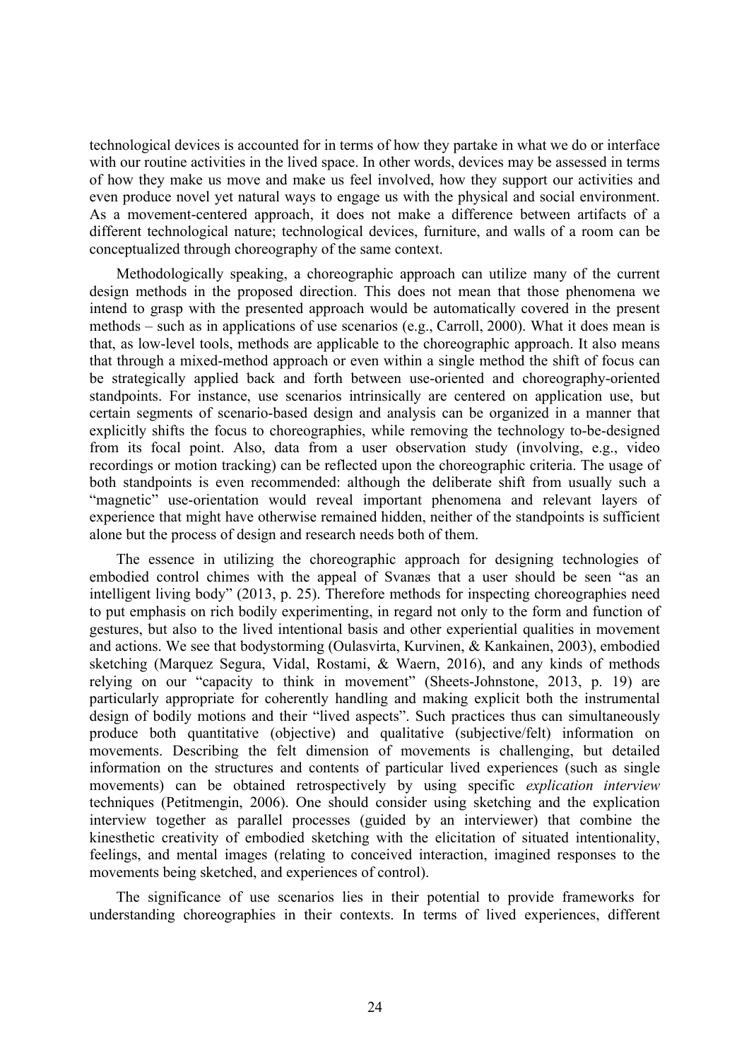technological devices is accounted for in terms of how they partake in what we do or interface with our routine activities in the lived space. In other words, devices may be assessed in terms of how they make us move and make us feel involved, how they support our activities and even produce novel yet natural ways to engage us with the physical and social environment. As a movement-centered approach, it does not make a difference between artifacts of a different technological nature; technological devices, furniture, and walls of a room can be conceptualized through choreography of the same context.

Methodologically speaking, a choreographic approach can utilize many of the current design methods in the proposed direction. This does not mean that those phenomena we intend to grasp with the presented approach would be automatically covered in the present methods – such as in applications of use scenarios (e.g., Carroll, 2000). What it does mean is that, as low-level tools, methods are applicable to the choreographic approach. It also means that through a mixed-method approach or even within a single method the shift of focus can be strategically applied back and forth between use-oriented and choreography-oriented standpoints. For instance, use scenarios intrinsically are centered on application use, but certain segments of scenario-based design and analysis can be organized in a manner that explicitly shifts the focus to choreographies, while removing the technology to-be-designed from its focal point. Also, data from a user observation study (involving, e.g., video recordings or motion tracking) can be reflected upon the choreographic criteria. The usage of both standpoints is even recommended: although the deliberate shift from usually such a "magnetic" use-orientation would reveal important phenomena and relevant layers of experience that might have otherwise remained hidden, neither of the standpoints is sufficient alone but the process of design and research needs both of them.

The essence in utilizing the choreographic approach for designing technologies of embodied control chimes with the appeal of Svanæs that a user should be seen "as an intelligent living body" (2013, p. 25). Therefore methods for inspecting choreographies need to put emphasis on rich bodily experimenting, in regard not only to the form and function of gestures, but also to the lived intentional basis and other experiential qualities in movement and actions. We see that bodystorming (Oulasvirta, Kurvinen, & Kankainen, 2003), embodied sketching (Marquez Segura, Vidal, Rostami, & Waern, 2016), and any kinds of methods relying on our "capacity to think in movement" (Sheets-Johnstone, 2013, p. 19) are particularly appropriate for coherently handling and making explicit both the instrumental design of bodily motions and their "lived aspects". Such practices thus can simultaneously produce both quantitative (objective) and qualitative (subjective/felt) information on movements. Describing the felt dimension of movements is challenging, but detailed information on the structures and contents of particular lived experiences (such as single movements) can be obtained retrospectively by using specific *explication interview* techniques (Petitmengin, 2006). One should consider using sketching and the explication interview together as parallel processes (guided by an interviewer) that combine the kinesthetic creativity of embodied sketching with the elicitation of situated intentionality, feelings, and mental images (relating to conceived interaction, imagined responses to the movements being sketched, and experiences of control).

The significance of use scenarios lies in their potential to provide frameworks for understanding choreographies in their contexts. In terms of lived experiences, different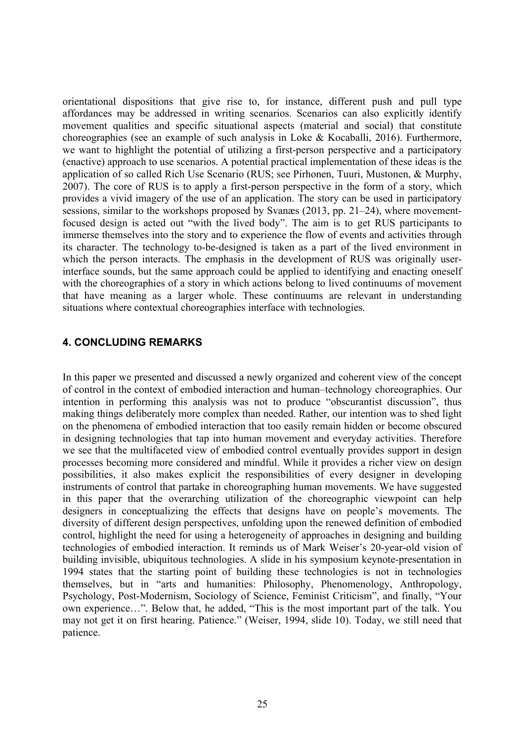orientational dispositions that give rise to, for instance, different push and pull type affordances may be addressed in writing scenarios. Scenarios can also explicitly identify movement qualities and specific situational aspects (material and social) that constitute choreographies (see an example of such analysis in Loke & Kocaballi, 2016). Furthermore, we want to highlight the potential of utilizing a first-person perspective and a participatory (enactive) approach to use scenarios. A potential practical implementation of these ideas is the application of so called Rich Use Scenario (RUS; see Pirhonen, Tuuri, Mustonen, & Murphy, 2007). The core of RUS is to apply a first-person perspective in the form of a story, which provides a vivid imagery of the use of an application. The story can be used in participatory sessions, similar to the workshops proposed by Svanæs (2013, pp. 21–24), where movement-focused design is acted out "with the lived body". The aim is to get RUS participants to immerse themselves into the story and to experience the flow of events and activities through its character. The technology to-be-designed is taken as a part of the lived environment in which the person interacts. The emphasis in the development of RUS was originally user-interface sounds, but the same approach could be applied to identifying and enacting oneself with the choreographies of a story in which actions belong to lived continuums of movement that have meaning as a larger whole. These continuums are relevant in understanding situations where contextual choreographies interface with technologies.

## 4. CONCLUDING REMARKS

In this paper we presented and discussed a newly organized and coherent view of the concept of control in the context of embodied interaction and human–technology choreographies. Our intention in performing this analysis was not to produce "obscurantist discussion", thus making things deliberately more complex than needed. Rather, our intention was to shed light on the phenomena of embodied interaction that too easily remain hidden or become obscured in designing technologies that tap into human movement and everyday activities. Therefore we see that the multifaceted view of embodied control eventually provides support in design processes becoming more considered and mindful. While it provides a richer view on design possibilities, it also makes explicit the responsibilities of every designer in developing instruments of control that partake in choreographing human movements. We have suggested in this paper that the overarching utilization of the choreographic viewpoint can help designers in conceptualizing the effects that designs have on people's movements. The diversity of different design perspectives, unfolding upon the renewed definition of embodied control, highlight the need for using a heterogeneity of approaches in designing and building technologies of embodied interaction. It reminds us of Mark Weiser's 20-year-old vision of building invisible, ubiquitous technologies. A slide in his symposium keynote-presentation in 1994 states that the starting point of building these technologies is not in technologies themselves, but in "arts and humanities: Philosophy, Phenomenology, Anthropology, Psychology, Post-Modernism, Sociology of Science, Feminist Criticism", and finally, "Your own experience…". Below that, he added, "This is the most important part of the talk. You may not get it on first hearing. Patience." (Weiser, 1994, slide 10). Today, we still need that patience.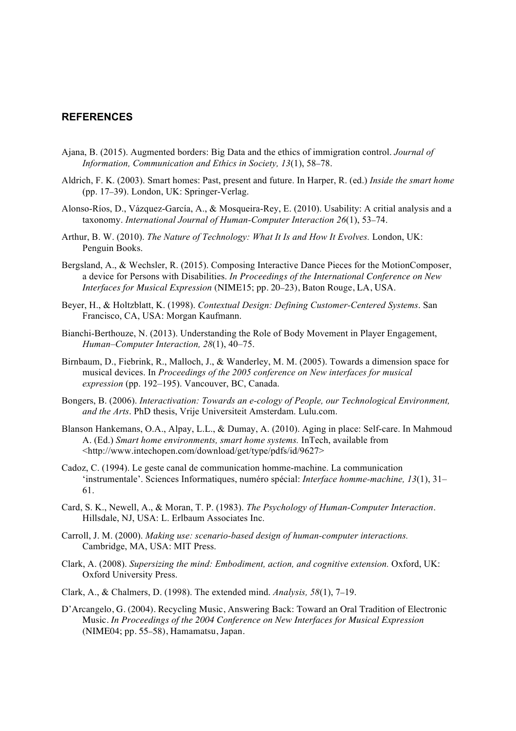## REFERENCES

Ajana, B. (2015). Augmented borders: Big Data and the ethics of immigration control. *Journal of Information, Communication and Ethics in Society, 13*(1), 58–78.

Aldrich, F. K. (2003). Smart homes: Past, present and future. In Harper, R. (ed.) *Inside the smart home* (pp. 17–39). London, UK: Springer-Verlag.

Alonso-Ríos, D., Vázquez-García, A., & Mosqueira-Rey, E. (2010). Usability: A critial analysis and a taxonomy. *International Journal of Human-Computer Interaction 26*(1), 53–74.

Arthur, B. W. (2010). *The Nature of Technology: What It Is and How It Evolves.* London, UK: Penguin Books.

Bergsland, A., & Wechsler, R. (2015). Composing Interactive Dance Pieces for the MotionComposer, a device for Persons with Disabilities. *In Proceedings of the International Conference on New Interfaces for Musical Expression* (NIME15; pp. 20–23), Baton Rouge, LA, USA.

Beyer, H., & Holtzblatt, K. (1998). *Contextual Design: Defining Customer-Centered Systems*. San Francisco, CA, USA: Morgan Kaufmann.

Bianchi-Berthouze, N. (2013). Understanding the Role of Body Movement in Player Engagement, *Human–Computer Interaction, 28*(1), 40–75.

Birnbaum, D., Fiebrink, R., Malloch, J., & Wanderley, M. M. (2005). Towards a dimension space for musical devices. In *Proceedings of the 2005 conference on New interfaces for musical expression* (pp. 192–195). Vancouver, BC, Canada.

Bongers, B. (2006). *Interactivation: Towards an e-cology of People, our Technological Environment, and the Arts*. PhD thesis, Vrije Universiteit Amsterdam. Lulu.com.

Blanson Hankemans, O.A., Alpay, L.L., & Dumay, A. (2010). Aging in place: Self-care. In Mahmoud A. (Ed.) *Smart home environments, smart home systems.* InTech, available from <http://www.intechopen.com/download/get/type/pdfs/id/9627>

Cadoz, C. (1994). Le geste canal de communication homme-machine. La communication 'instrumentale'. Sciences Informatiques, numéro spécial: *Interface homme-machine, 13*(1), 31–61.

Card, S. K., Newell, A., & Moran, T. P. (1983). *The Psychology of Human-Computer Interaction*. Hillsdale, NJ, USA: L. Erlbaum Associates Inc.

Carroll, J. M. (2000). *Making use: scenario-based design of human-computer interactions.* Cambridge, MA, USA: MIT Press.

Clark, A. (2008). *Supersizing the mind: Embodiment, action, and cognitive extension.* Oxford, UK: Oxford University Press.

Clark, A., & Chalmers, D. (1998). The extended mind. *Analysis, 58*(1), 7–19.

D'Arcangelo, G. (2004). Recycling Music, Answering Back: Toward an Oral Tradition of Electronic Music. *In Proceedings of the 2004 Conference on New Interfaces for Musical Expression* (NIME04; pp. 55–58), Hamamatsu, Japan.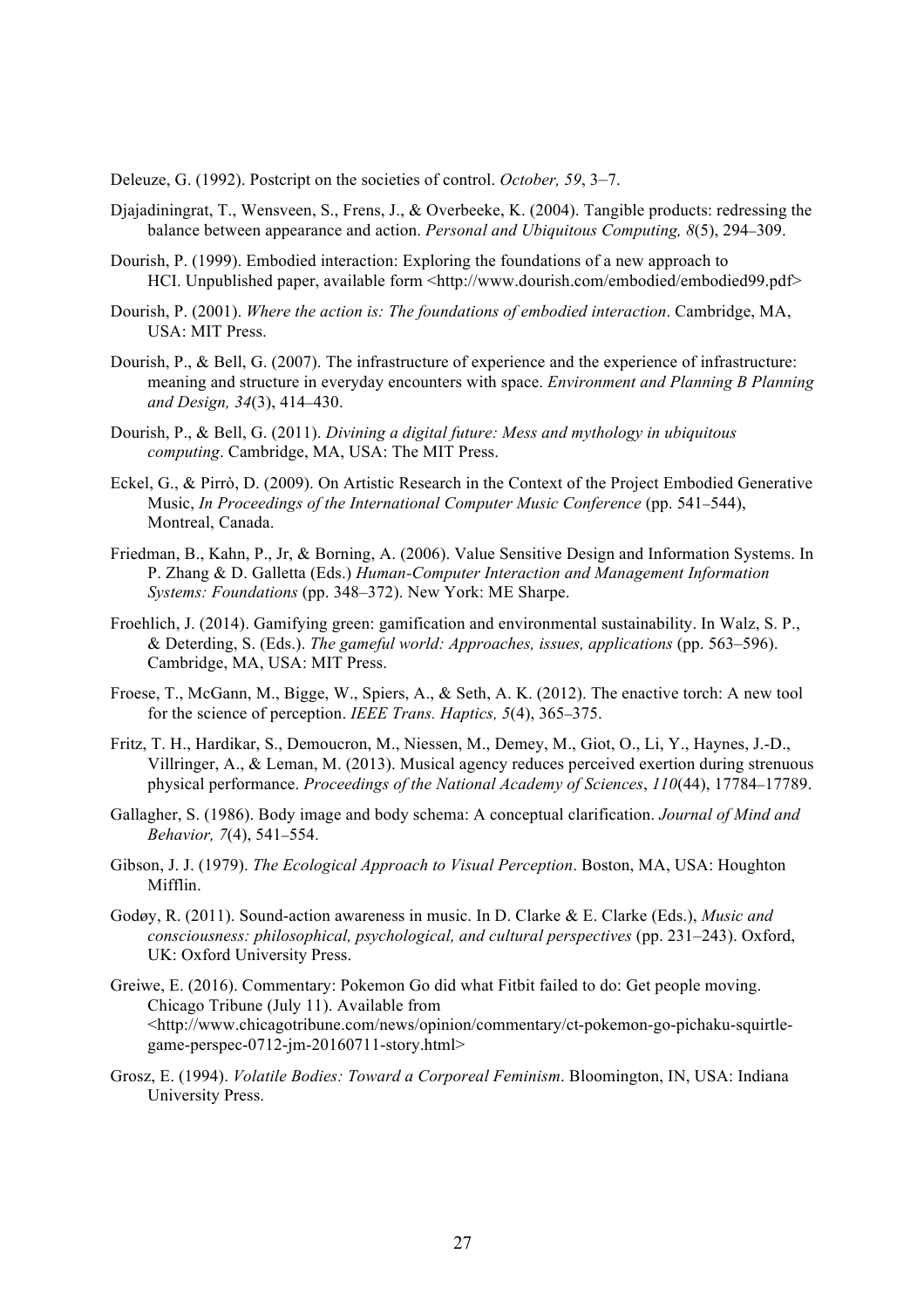Deleuze, G. (1992). Postcript on the societies of control. *October, 59*, 3–7.

Djajadiningrat, T., Wensveen, S., Frens, J., & Overbeeke, K. (2004). Tangible products: redressing the balance between appearance and action. *Personal and Ubiquitous Computing, 8*(5), 294–309.

Dourish, P. (1999). Embodied interaction: Exploring the foundations of a new approach to HCI. Unpublished paper, available form <http://www.dourish.com/embodied/embodied99.pdf>

Dourish, P. (2001). *Where the action is: The foundations of embodied interaction*. Cambridge, MA, USA: MIT Press.

Dourish, P., & Bell, G. (2007). The infrastructure of experience and the experience of infrastructure: meaning and structure in everyday encounters with space. *Environment and Planning B Planning and Design, 34*(3), 414–430.

Dourish, P., & Bell, G. (2011). *Divining a digital future: Mess and mythology in ubiquitous computing*. Cambridge, MA, USA: The MIT Press.

Eckel, G., & Pirrò, D. (2009). On Artistic Research in the Context of the Project Embodied Generative Music, *In Proceedings of the International Computer Music Conference* (pp. 541–544), Montreal, Canada.

Friedman, B., Kahn, P., Jr, & Borning, A. (2006). Value Sensitive Design and Information Systems. In P. Zhang & D. Galletta (Eds.) *Human-Computer Interaction and Management Information Systems: Foundations* (pp. 348–372). New York: ME Sharpe.

Froehlich, J. (2014). Gamifying green: gamification and environmental sustainability. In Walz, S. P., & Deterding, S. (Eds.). *The gameful world: Approaches, issues, applications* (pp. 563–596). Cambridge, MA, USA: MIT Press.

Froese, T., McGann, M., Bigge, W., Spiers, A., & Seth, A. K. (2012). The enactive torch: A new tool for the science of perception. *IEEE Trans. Haptics, 5*(4), 365–375.

Fritz, T. H., Hardikar, S., Demoucron, M., Niessen, M., Demey, M., Giot, O., Li, Y., Haynes, J.-D., Villringer, A., & Leman, M. (2013). Musical agency reduces perceived exertion during strenuous physical performance. *Proceedings of the National Academy of Sciences*, *110*(44), 17784–17789.

Gallagher, S. (1986). Body image and body schema: A conceptual clarification. *Journal of Mind and Behavior, 7*(4), 541–554.

Gibson, J. J. (1979). *The Ecological Approach to Visual Perception*. Boston, MA, USA: Houghton Mifflin.

Godøy, R. (2011). Sound-action awareness in music. In D. Clarke & E. Clarke (Eds.), *Music and consciousness: philosophical, psychological, and cultural perspectives* (pp. 231–243). Oxford, UK: Oxford University Press.

Greiwe, E. (2016). Commentary: Pokemon Go did what Fitbit failed to do: Get people moving. Chicago Tribune (July 11). Available from <http://www.chicagotribune.com/news/opinion/commentary/ct-pokemon-go-pichaku-squirtle-game-perspec-0712-jm-20160711-story.html>

Grosz, E. (1994). *Volatile Bodies: Toward a Corporeal Feminism*. Bloomington, IN, USA: Indiana University Press.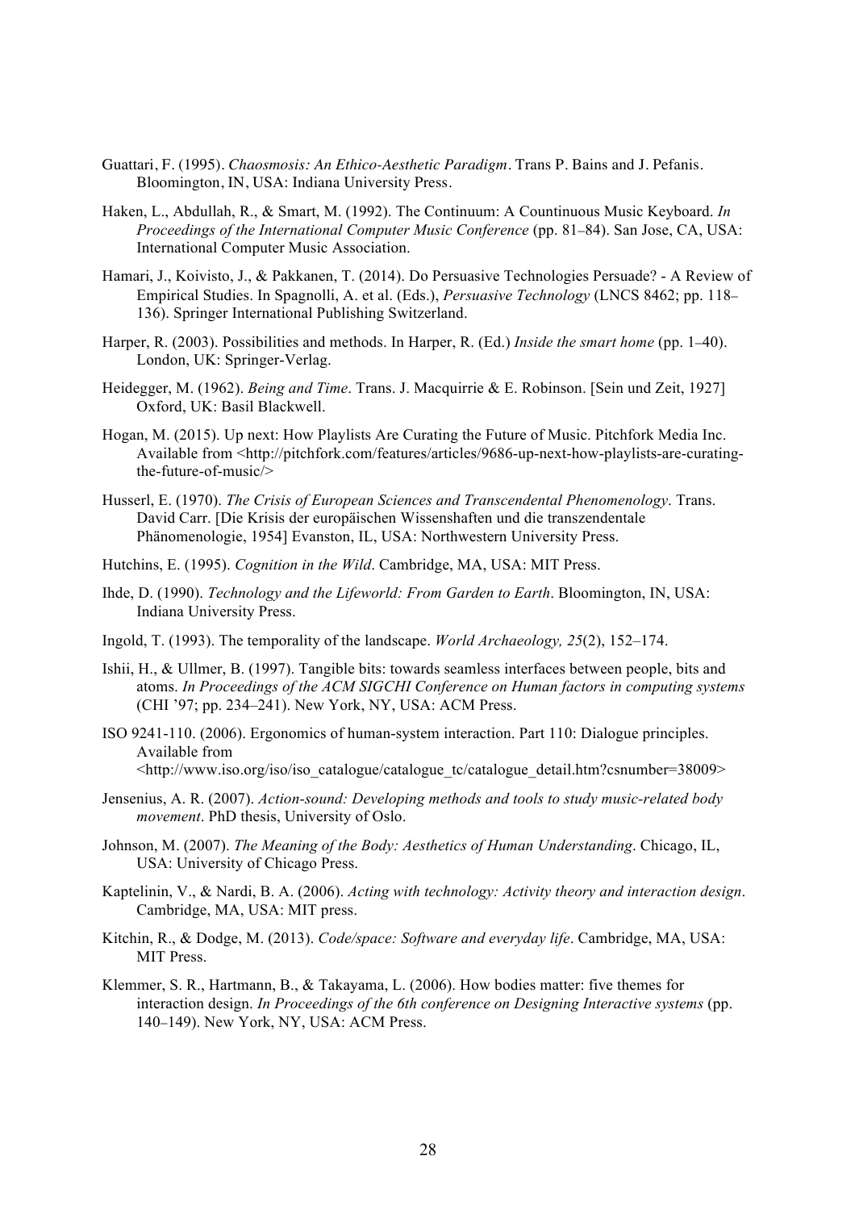Guattari, F. (1995). *Chaosmosis: An Ethico-Aesthetic Paradigm*. Trans P. Bains and J. Pefanis. Bloomington, IN, USA: Indiana University Press.

Haken, L., Abdullah, R., & Smart, M. (1992). The Continuum: A Countinuous Music Keyboard. *In Proceedings of the International Computer Music Conference* (pp. 81–84). San Jose, CA, USA: International Computer Music Association.

Hamari, J., Koivisto, J., & Pakkanen, T. (2014). Do Persuasive Technologies Persuade? - A Review of Empirical Studies. In Spagnolli, A. et al. (Eds.), *Persuasive Technology* (LNCS 8462; pp. 118–136). Springer International Publishing Switzerland.

Harper, R. (2003). Possibilities and methods. In Harper, R. (Ed.) *Inside the smart home* (pp. 1–40). London, UK: Springer-Verlag.

Heidegger, M. (1962). *Being and Time*. Trans. J. Macquirrie & E. Robinson. [Sein und Zeit, 1927] Oxford, UK: Basil Blackwell.

Hogan, M. (2015). Up next: How Playlists Are Curating the Future of Music. Pitchfork Media Inc. Available from <http://pitchfork.com/features/articles/9686-up-next-how-playlists-are-curating-the-future-of-music/>

Husserl, E. (1970). *The Crisis of European Sciences and Transcendental Phenomenology*. Trans. David Carr. [Die Krisis der europäischen Wissenshaften und die transzendentale Phänomenologie, 1954] Evanston, IL, USA: Northwestern University Press.

Hutchins, E. (1995). *Cognition in the Wild*. Cambridge, MA, USA: MIT Press.

Ihde, D. (1990). *Technology and the Lifeworld: From Garden to Earth*. Bloomington, IN, USA: Indiana University Press.

Ingold, T. (1993). The temporality of the landscape. *World Archaeology, 25*(2), 152–174.

Ishii, H., & Ullmer, B. (1997). Tangible bits: towards seamless interfaces between people, bits and atoms. *In Proceedings of the ACM SIGCHI Conference on Human factors in computing systems* (CHI '97; pp. 234–241). New York, NY, USA: ACM Press.

ISO 9241-110. (2006). Ergonomics of human-system interaction. Part 110: Dialogue principles. Available from <http://www.iso.org/iso/iso_catalogue/catalogue_tc/catalogue_detail.htm?csnumber=38009>

Jensenius, A. R. (2007). *Action-sound: Developing methods and tools to study music-related body movement*. PhD thesis, University of Oslo.

Johnson, M. (2007). *The Meaning of the Body: Aesthetics of Human Understanding*. Chicago, IL, USA: University of Chicago Press.

Kaptelinin, V., & Nardi, B. A. (2006). *Acting with technology: Activity theory and interaction design*. Cambridge, MA, USA: MIT press.

Kitchin, R., & Dodge, M. (2013). *Code/space: Software and everyday life*. Cambridge, MA, USA: MIT Press.

Klemmer, S. R., Hartmann, B., & Takayama, L. (2006). How bodies matter: five themes for interaction design. *In Proceedings of the 6th conference on Designing Interactive systems* (pp. 140–149). New York, NY, USA: ACM Press.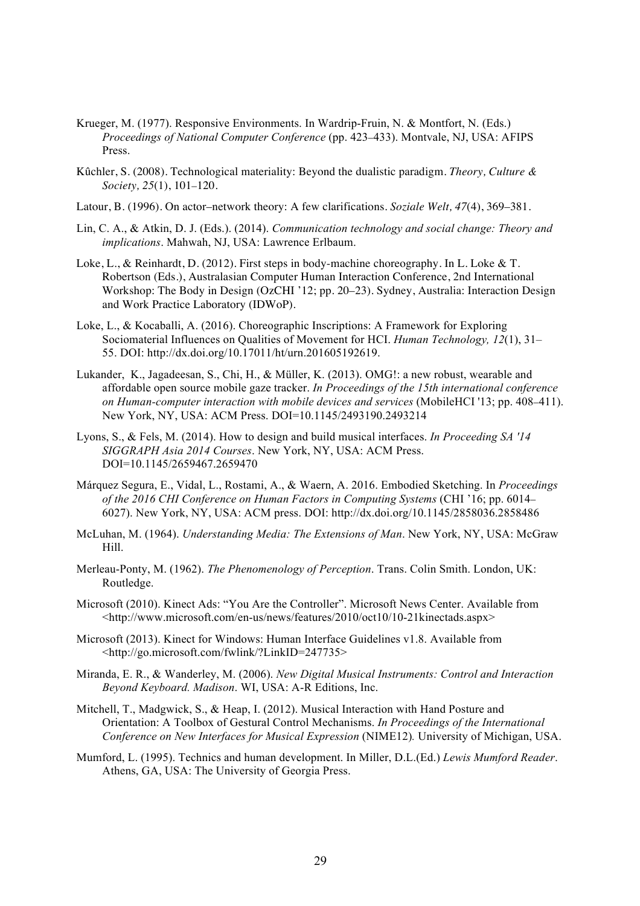Krueger, M. (1977). Responsive Environments. In Wardrip-Fruin, N. & Montfort, N. (Eds.) *Proceedings of National Computer Conference* (pp. 423–433). Montvale, NJ, USA: AFIPS Press.

Kûchler, S. (2008). Technological materiality: Beyond the dualistic paradigm. *Theory, Culture & Society, 25*(1), 101–120.

Latour, B. (1996). On actor–network theory: A few clarifications. *Soziale Welt, 47*(4), 369–381.

Lin, C. A., & Atkin, D. J. (Eds.). (2014). *Communication technology and social change: Theory and implications*. Mahwah, NJ, USA: Lawrence Erlbaum.

Loke, L., & Reinhardt, D. (2012). First steps in body-machine choreography. In L. Loke & T. Robertson (Eds.), Australasian Computer Human Interaction Conference, 2nd International Workshop: The Body in Design (OzCHI '12; pp. 20–23). Sydney, Australia: Interaction Design and Work Practice Laboratory (IDWoP).

Loke, L., & Kocaballi, A. (2016). Choreographic Inscriptions: A Framework for Exploring Sociomaterial Influences on Qualities of Movement for HCI. *Human Technology, 12*(1), 31–55. DOI: http://dx.doi.org/10.17011/ht/urn.201605192619.

Lukander, K., Jagadeesan, S., Chi, H., & Müller, K. (2013). OMG!: a new robust, wearable and affordable open source mobile gaze tracker. *In Proceedings of the 15th international conference on Human-computer interaction with mobile devices and services* (MobileHCI '13; pp. 408–411). New York, NY, USA: ACM Press. DOI=10.1145/2493190.2493214

Lyons, S., & Fels, M. (2014). How to design and build musical interfaces. *In Proceeding SA '14 SIGGRAPH Asia 2014 Courses*. New York, NY, USA: ACM Press. DOI=10.1145/2659467.2659470

Márquez Segura, E., Vidal, L., Rostami, A., & Waern, A. 2016. Embodied Sketching. In *Proceedings of the 2016 CHI Conference on Human Factors in Computing Systems* (CHI '16; pp. 6014–6027). New York, NY, USA: ACM press. DOI: http://dx.doi.org/10.1145/2858036.2858486

McLuhan, M. (1964). *Understanding Media: The Extensions of Man*. New York, NY, USA: McGraw Hill.

Merleau-Ponty, M. (1962). *The Phenomenology of Perception*. Trans. Colin Smith. London, UK: Routledge.

Microsoft (2010). Kinect Ads: "You Are the Controller". Microsoft News Center. Available from <http://www.microsoft.com/en-us/news/features/2010/oct10/10-21kinectads.aspx>

Microsoft (2013). Kinect for Windows: Human Interface Guidelines v1.8. Available from <http://go.microsoft.com/fwlink/?LinkID=247735>

Miranda, E. R., & Wanderley, M. (2006). *New Digital Musical Instruments: Control and Interaction Beyond Keyboard. Madison*. WI, USA: A-R Editions, Inc.

Mitchell, T., Madgwick, S., & Heap, I. (2012). Musical Interaction with Hand Posture and Orientation: A Toolbox of Gestural Control Mechanisms. *In Proceedings of the International Conference on New Interfaces for Musical Expression* (NIME12)*.* University of Michigan, USA.

Mumford, L. (1995). Technics and human development. In Miller, D.L.(Ed.) *Lewis Mumford Reader*. Athens, GA, USA: The University of Georgia Press.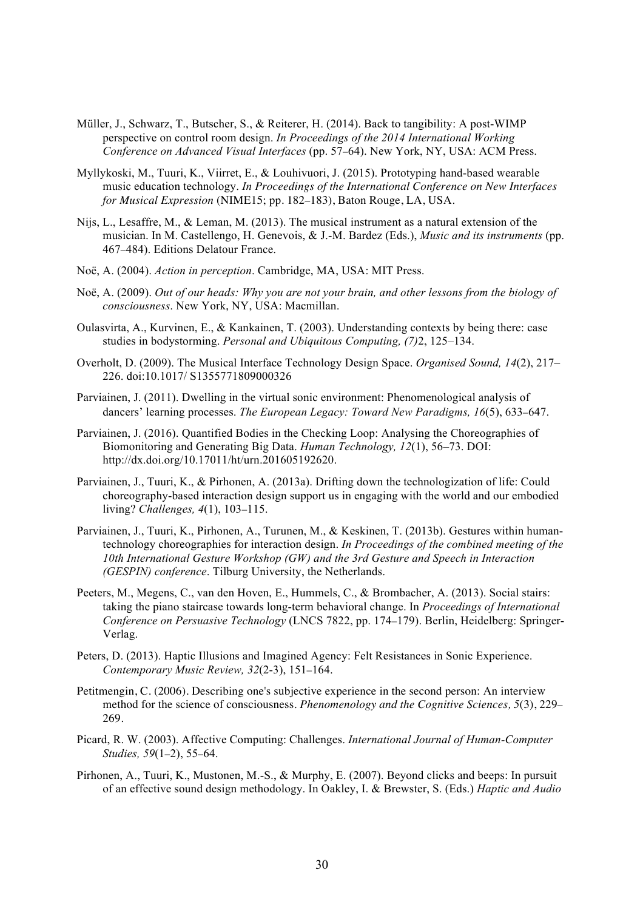Müller, J., Schwarz, T., Butscher, S., & Reiterer, H. (2014). Back to tangibility: A post-WIMP perspective on control room design. *In Proceedings of the 2014 International Working Conference on Advanced Visual Interfaces* (pp. 57–64). New York, NY, USA: ACM Press.

Myllykoski, M., Tuuri, K., Viirret, E., & Louhivuori, J. (2015). Prototyping hand-based wearable music education technology. *In Proceedings of the International Conference on New Interfaces for Musical Expression* (NIME15; pp. 182–183), Baton Rouge, LA, USA.

Nijs, L., Lesaffre, M., & Leman, M. (2013). The musical instrument as a natural extension of the musician. In M. Castellengo, H. Genevois, & J.-M. Bardez (Eds.), *Music and its instruments* (pp. 467–484). Editions Delatour France.

Noë, A. (2004). *Action in perception*. Cambridge, MA, USA: MIT Press.

Noë, A. (2009). *Out of our heads: Why you are not your brain, and other lessons from the biology of consciousness*. New York, NY, USA: Macmillan.

Oulasvirta, A., Kurvinen, E., & Kankainen, T. (2003). Understanding contexts by being there: case studies in bodystorming. *Personal and Ubiquitous Computing, (7)*2, 125–134.

Overholt, D. (2009). The Musical Interface Technology Design Space. *Organised Sound, 14*(2), 217–226. doi:10.1017/ S1355771809000326

Parviainen, J. (2011). Dwelling in the virtual sonic environment: Phenomenological analysis of dancers' learning processes. *The European Legacy: Toward New Paradigms, 16*(5), 633–647.

Parviainen, J. (2016). Quantified Bodies in the Checking Loop: Analysing the Choreographies of Biomonitoring and Generating Big Data. *Human Technology, 12*(1), 56–73. DOI: http://dx.doi.org/10.17011/ht/urn.201605192620.

Parviainen, J., Tuuri, K., & Pirhonen, A. (2013a). Drifting down the technologization of life: Could choreography-based interaction design support us in engaging with the world and our embodied living? *Challenges, 4*(1), 103–115.

Parviainen, J., Tuuri, K., Pirhonen, A., Turunen, M., & Keskinen, T. (2013b). Gestures within human-technology choreographies for interaction design. *In Proceedings of the combined meeting of the 10th International Gesture Workshop (GW) and the 3rd Gesture and Speech in Interaction (GESPIN) conference*. Tilburg University, the Netherlands.

Peeters, M., Megens, C., van den Hoven, E., Hummels, C., & Brombacher, A. (2013). Social stairs: taking the piano staircase towards long-term behavioral change. In *Proceedings of International Conference on Persuasive Technology* (LNCS 7822, pp. 174–179). Berlin, Heidelberg: Springer-Verlag.

Peters, D. (2013). Haptic Illusions and Imagined Agency: Felt Resistances in Sonic Experience. *Contemporary Music Review, 32*(2-3), 151–164.

Petitmengin, C. (2006). Describing one's subjective experience in the second person: An interview method for the science of consciousness. *Phenomenology and the Cognitive Sciences, 5*(3), 229–269.

Picard, R. W. (2003). Affective Computing: Challenges. *International Journal of Human-Computer Studies, 59*(1–2), 55–64.

Pirhonen, A., Tuuri, K., Mustonen, M.-S., & Murphy, E. (2007). Beyond clicks and beeps: In pursuit of an effective sound design methodology. In Oakley, I. & Brewster, S. (Eds.) *Haptic and Audio*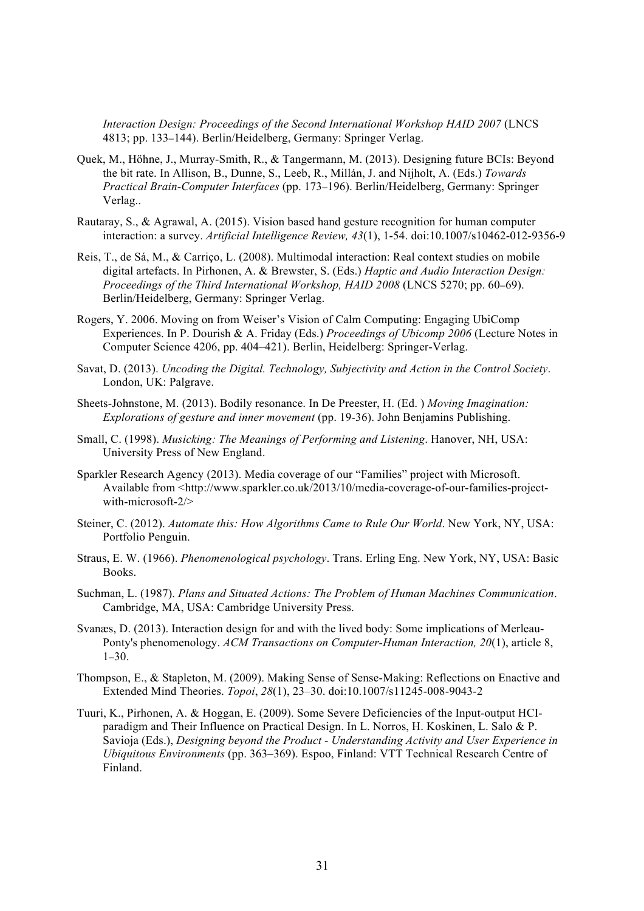*Interaction Design: Proceedings of the Second International Workshop HAID 2007* (LNCS 4813; pp. 133–144). Berlin/Heidelberg, Germany: Springer Verlag.

Quek, M., Höhne, J., Murray-Smith, R., & Tangermann, M. (2013). Designing future BCIs: Beyond the bit rate. In Allison, B., Dunne, S., Leeb, R., Millán, J. and Nijholt, A. (Eds.) *Towards Practical Brain-Computer Interfaces* (pp. 173–196). Berlin/Heidelberg, Germany: Springer Verlag..

Rautaray, S., & Agrawal, A. (2015). Vision based hand gesture recognition for human computer interaction: a survey. *Artificial Intelligence Review, 43*(1), 1-54. doi:10.1007/s10462-012-9356-9

Reis, T., de Sá, M., & Carriço, L. (2008). Multimodal interaction: Real context studies on mobile digital artefacts. In Pirhonen, A. & Brewster, S. (Eds.) *Haptic and Audio Interaction Design: Proceedings of the Third International Workshop, HAID 2008* (LNCS 5270; pp. 60–69). Berlin/Heidelberg, Germany: Springer Verlag.

Rogers, Y. 2006. Moving on from Weiser's Vision of Calm Computing: Engaging UbiComp Experiences. In P. Dourish & A. Friday (Eds.) *Proceedings of Ubicomp 2006* (Lecture Notes in Computer Science 4206, pp. 404–421). Berlin, Heidelberg: Springer-Verlag.

Savat, D. (2013). *Uncoding the Digital. Technology, Subjectivity and Action in the Control Society*. London, UK: Palgrave.

Sheets-Johnstone, M. (2013). Bodily resonance. In De Preester, H. (Ed. ) *Moving Imagination: Explorations of gesture and inner movement* (pp. 19-36). John Benjamins Publishing.

Small, C. (1998). *Musicking: The Meanings of Performing and Listening*. Hanover, NH, USA: University Press of New England.

Sparkler Research Agency (2013). Media coverage of our "Families" project with Microsoft. Available from <http://www.sparkler.co.uk/2013/10/media-coverage-of-our-families-project-with-microsoft-2/>

Steiner, C. (2012). *Automate this: How Algorithms Came to Rule Our World*. New York, NY, USA: Portfolio Penguin.

Straus, E. W. (1966). *Phenomenological psychology*. Trans. Erling Eng. New York, NY, USA: Basic Books.

Suchman, L. (1987). *Plans and Situated Actions: The Problem of Human Machines Communication*. Cambridge, MA, USA: Cambridge University Press.

Svanæs, D. (2013). Interaction design for and with the lived body: Some implications of Merleau-Ponty's phenomenology. *ACM Transactions on Computer-Human Interaction, 20*(1), article 8, 1–30.

Thompson, E., & Stapleton, M. (2009). Making Sense of Sense-Making: Reflections on Enactive and Extended Mind Theories. *Topoi*, *28*(1), 23–30. doi:10.1007/s11245-008-9043-2

Tuuri, K., Pirhonen, A. & Hoggan, E. (2009). Some Severe Deficiencies of the Input-output HCI-paradigm and Their Influence on Practical Design. In L. Norros, H. Koskinen, L. Salo & P. Savioja (Eds.), *Designing beyond the Product - Understanding Activity and User Experience in Ubiquitous Environments* (pp. 363–369). Espoo, Finland: VTT Technical Research Centre of Finland.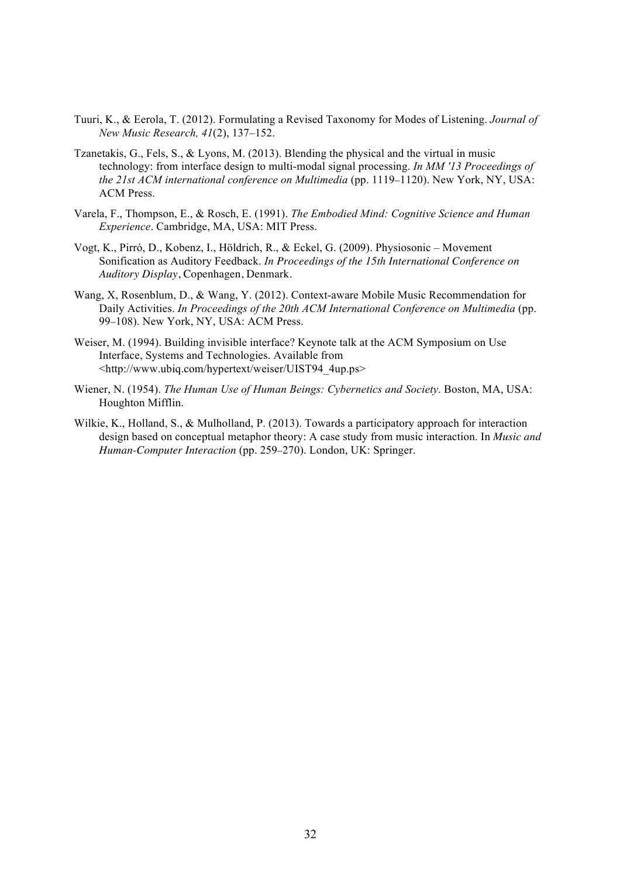Tuuri, K., & Eerola, T. (2012). Formulating a Revised Taxonomy for Modes of Listening. *Journal of New Music Research, 41*(2), 137–152.

Tzanetakis, G., Fels, S., & Lyons, M. (2013). Blending the physical and the virtual in music technology: from interface design to multi-modal signal processing. *In MM '13 Proceedings of the 21st ACM international conference on Multimedia* (pp. 1119–1120). New York, NY, USA: ACM Press.

Varela, F., Thompson, E., & Rosch, E. (1991). *The Embodied Mind: Cognitive Science and Human Experience*. Cambridge, MA, USA: MIT Press.

Vogt, K., Pirró, D., Kobenz, I., Höldrich, R., & Eckel, G. (2009). Physiosonic – Movement Sonification as Auditory Feedback. *In Proceedings of the 15th International Conference on Auditory Display*, Copenhagen, Denmark.

Wang, X, Rosenblum, D., & Wang, Y. (2012). Context-aware Mobile Music Recommendation for Daily Activities. *In Proceedings of the 20th ACM International Conference on Multimedia* (pp. 99–108). New York, NY, USA: ACM Press.

Weiser, M. (1994). Building invisible interface? Keynote talk at the ACM Symposium on Use Interface, Systems and Technologies. Available from <http://www.ubiq.com/hypertext/weiser/UIST94_4up.ps>

Wiener, N. (1954). *The Human Use of Human Beings: Cybernetics and Society*. Boston, MA, USA: Houghton Mifflin.

Wilkie, K., Holland, S., & Mulholland, P. (2013). Towards a participatory approach for interaction design based on conceptual metaphor theory: A case study from music interaction. In *Music and Human-Computer Interaction* (pp. 259–270). London, UK: Springer.